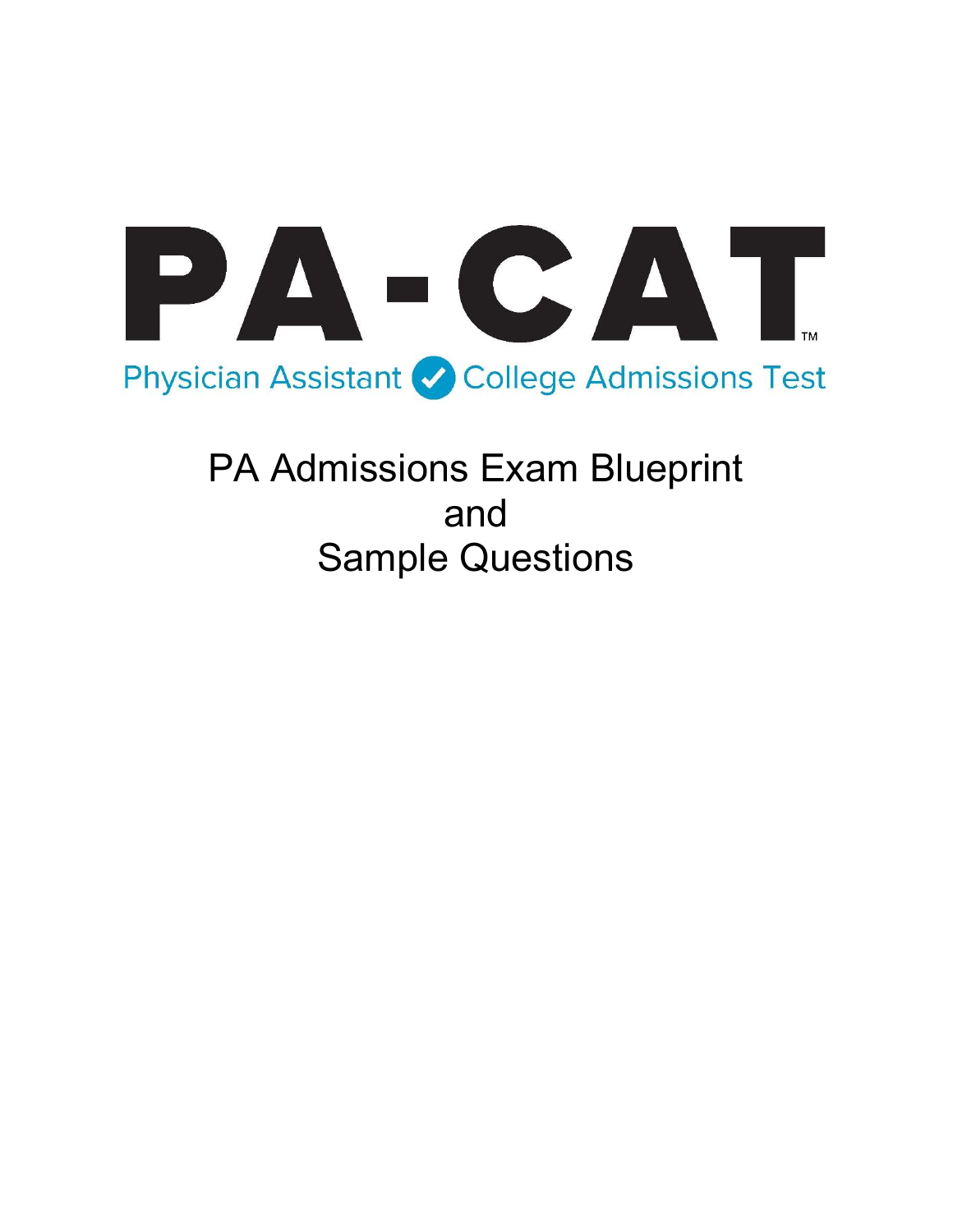# PA-CAT™

Physician Assistant College Admissions Test

## PA Admissions Exam Blueprint and Sample Questions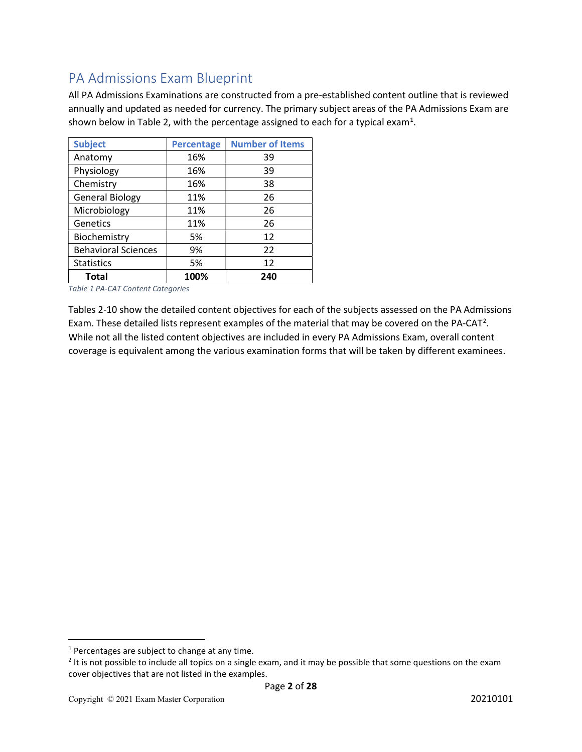## PA Admissions Exam Blueprint

All PA Admissions Examinations are constructed from a pre-established content outline that is reviewed annually and updated as needed for currency. The primary subject areas of the PA Admissions Exam are shown below in Table 2, with the percentage assigned to each for a typical exam[1].

| Subject | Percentage | Number of Items |
|---|---|---|
| Anatomy | 16% | 39 |
| Physiology | 16% | 39 |
| Chemistry | 16% | 38 |
| General Biology | 11% | 26 |
| Microbiology | 11% | 26 |
| Genetics | 11% | 26 |
| Biochemistry | 5% | 12 |
| Behavioral Sciences | 9% | 22 |
| Statistics | 5% | 12 |
| **Total** | **100%** | **240** |

*Table 1 PA-CAT Content Categories*

Tables 2-10 show the detailed content objectives for each of the subjects assessed on the PA Admissions Exam. These detailed lists represent examples of the material that may be covered on the PA-CAT[2]. While not all the listed content objectives are included in every PA Admissions Exam, overall content coverage is equivalent among the various examination forms that will be taken by different examinees.

[1] Percentages are subject to change at any time.

[2] It is not possible to include all topics on a single exam, and it may be possible that some questions on the exam cover objectives that are not listed in the examples.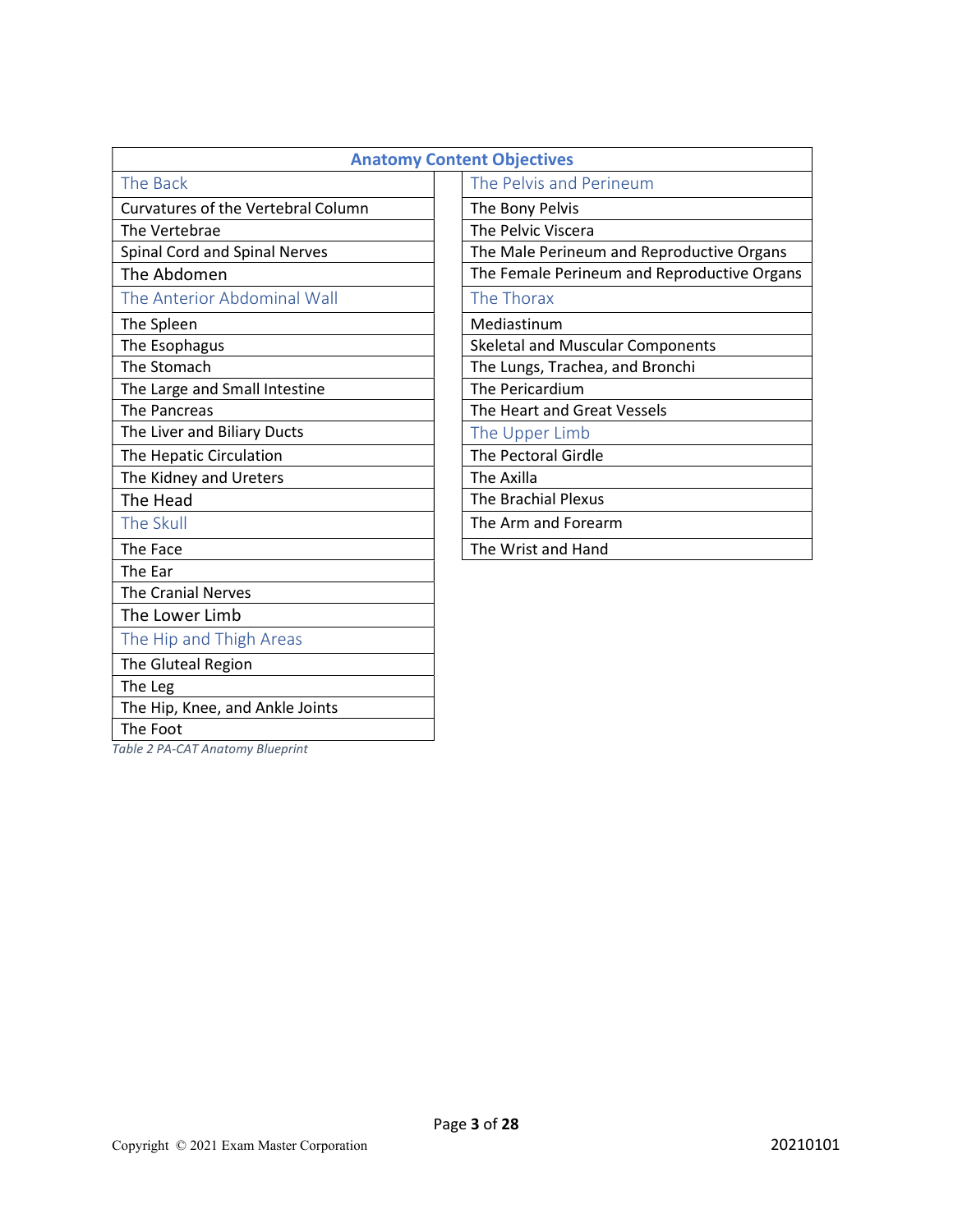| Anatomy Content Objectives | |
|---|---|
| The Back | The Pelvis and Perineum |
| Curvatures of the Vertebral Column | The Bony Pelvis |
| The Vertebrae | The Pelvic Viscera |
| Spinal Cord and Spinal Nerves | The Male Perineum and Reproductive Organs |
| The Abdomen | The Female Perineum and Reproductive Organs |
| The Anterior Abdominal Wall | The Thorax |
| The Spleen | Mediastinum |
| The Esophagus | Skeletal and Muscular Components |
| The Stomach | The Lungs, Trachea, and Bronchi |
| The Large and Small Intestine | The Pericardium |
| The Pancreas | The Heart and Great Vessels |
| The Liver and Biliary Ducts | The Upper Limb |
| The Hepatic Circulation | The Pectoral Girdle |
| The Kidney and Ureters | The Axilla |
| The Head | The Brachial Plexus |
| The Skull | The Arm and Forearm |
| The Face | The Wrist and Hand |
| The Ear | |
| The Cranial Nerves | |
| The Lower Limb | |
| The Hip and Thigh Areas | |
| The Gluteal Region | |
| The Leg | |
| The Hip, Knee, and Ankle Joints | |
| The Foot | |

*Table 2 PA-CAT Anatomy Blueprint*

Copyright © 2021 Exam Master Corporation 20210101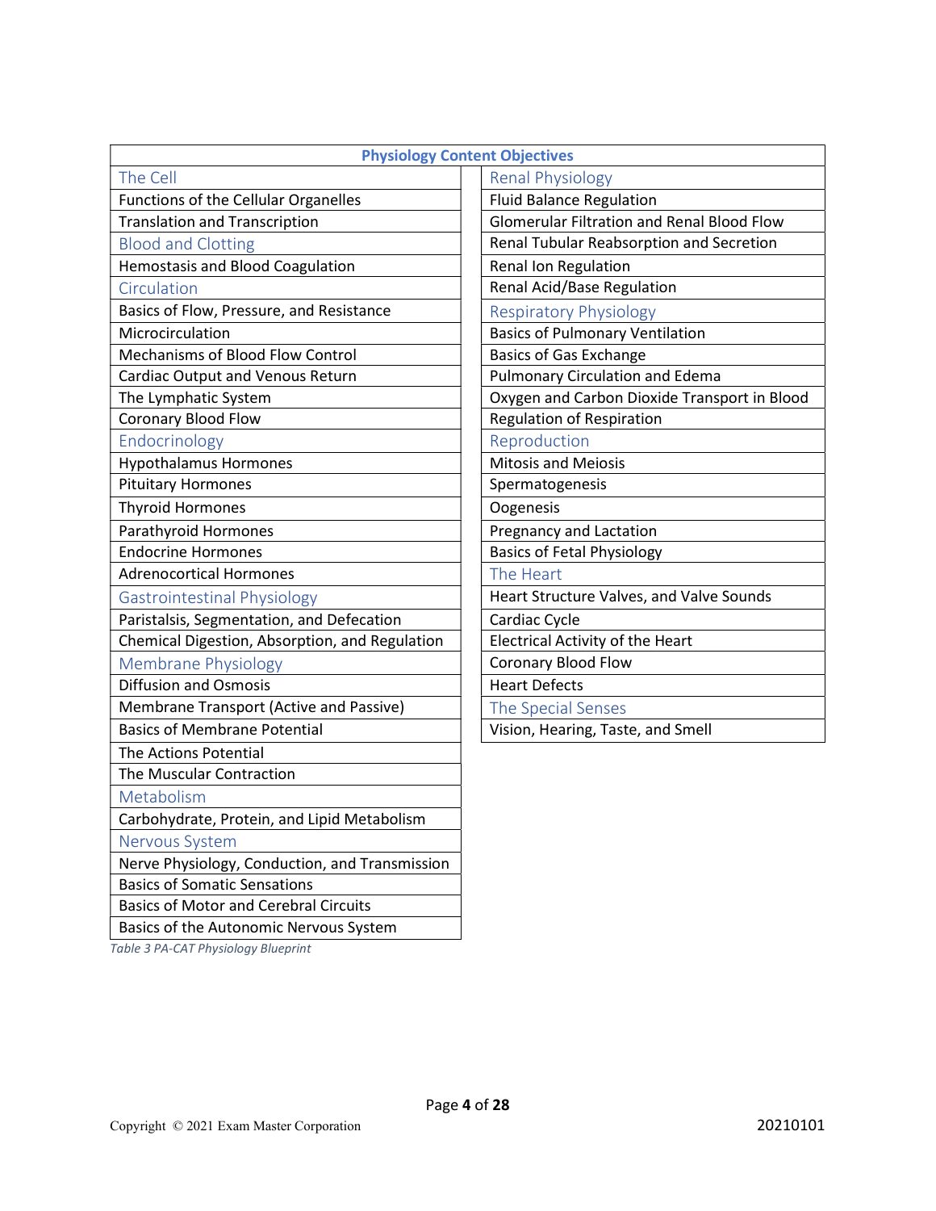**Physiology Content Objectives**

| The Cell | Renal Physiology |
|---|---|
| Functions of the Cellular Organelles | Fluid Balance Regulation |
| Translation and Transcription | Glomerular Filtration and Renal Blood Flow |
| **Blood and Clotting** | Renal Tubular Reabsorption and Secretion |
| Hemostasis and Blood Coagulation | Renal Ion Regulation |
| **Circulation** | Renal Acid/Base Regulation |
| Basics of Flow, Pressure, and Resistance | **Respiratory Physiology** |
| Microcirculation | Basics of Pulmonary Ventilation |
| Mechanisms of Blood Flow Control | Basics of Gas Exchange |
| Cardiac Output and Venous Return | Pulmonary Circulation and Edema |
| The Lymphatic System | Oxygen and Carbon Dioxide Transport in Blood |
| Coronary Blood Flow | Regulation of Respiration |
| **Endocrinology** | **Reproduction** |
| Hypothalamus Hormones | Mitosis and Meiosis |
| Pituitary Hormones | Spermatogenesis |
| Thyroid Hormones | Oogenesis |
| Parathyroid Hormones | Pregnancy and Lactation |
| Endocrine Hormones | Basics of Fetal Physiology |
| Adrenocortical Hormones | **The Heart** |
| **Gastrointestinal Physiology** | Heart Structure Valves, and Valve Sounds |
| Paristalsis, Segmentation, and Defecation | Cardiac Cycle |
| Chemical Digestion, Absorption, and Regulation | Electrical Activity of the Heart |
| **Membrane Physiology** | Coronary Blood Flow |
| Diffusion and Osmosis | Heart Defects |
| Membrane Transport (Active and Passive) | **The Special Senses** |
| Basics of Membrane Potential | Vision, Hearing, Taste, and Smell |
| The Actions Potential | |
| The Muscular Contraction | |
| **Metabolism** | |
| Carbohydrate, Protein, and Lipid Metabolism | |
| **Nervous System** | |
| Nerve Physiology, Conduction, and Transmission | |
| Basics of Somatic Sensations | |
| Basics of Motor and Cerebral Circuits | |
| Basics of the Autonomic Nervous System | |

*Table 3 PA-CAT Physiology Blueprint*

Copyright © 2021 Exam Master Corporation 20210101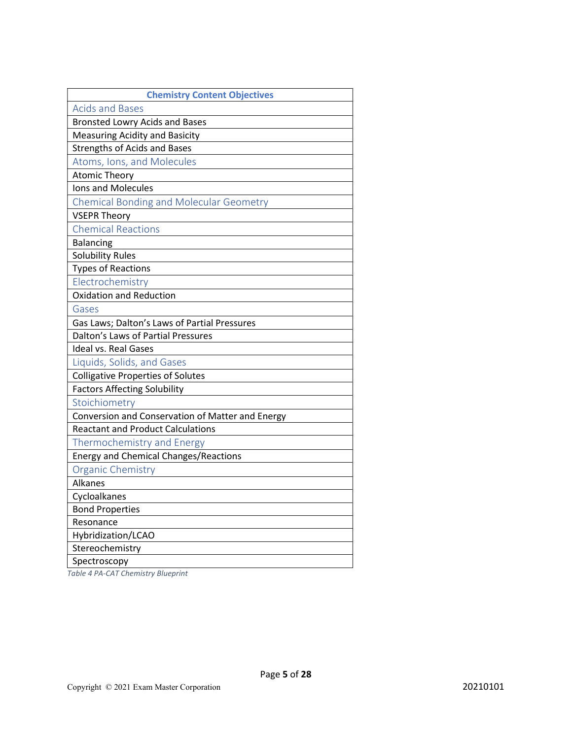| Chemistry Content Objectives |
| --- |
| Acids and Bases |
| Bronsted Lowry Acids and Bases |
| Measuring Acidity and Basicity |
| Strengths of Acids and Bases |
| Atoms, Ions, and Molecules |
| Atomic Theory |
| Ions and Molecules |
| Chemical Bonding and Molecular Geometry |
| VSEPR Theory |
| Chemical Reactions |
| Balancing |
| Solubility Rules |
| Types of Reactions |
| Electrochemistry |
| Oxidation and Reduction |
| Gases |
| Gas Laws; Dalton's Laws of Partial Pressures |
| Dalton's Laws of Partial Pressures |
| Ideal vs. Real Gases |
| Liquids, Solids, and Gases |
| Colligative Properties of Solutes |
| Factors Affecting Solubility |
| Stoichiometry |
| Conversion and Conservation of Matter and Energy |
| Reactant and Product Calculations |
| Thermochemistry and Energy |
| Energy and Chemical Changes/Reactions |
| Organic Chemistry |
| Alkanes |
| Cycloalkanes |
| Bond Properties |
| Resonance |
| Hybridization/LCAO |
| Stereochemistry |
| Spectroscopy |

*Table 4 PA-CAT Chemistry Blueprint*

Copyright © 2021 Exam Master Corporation

20210101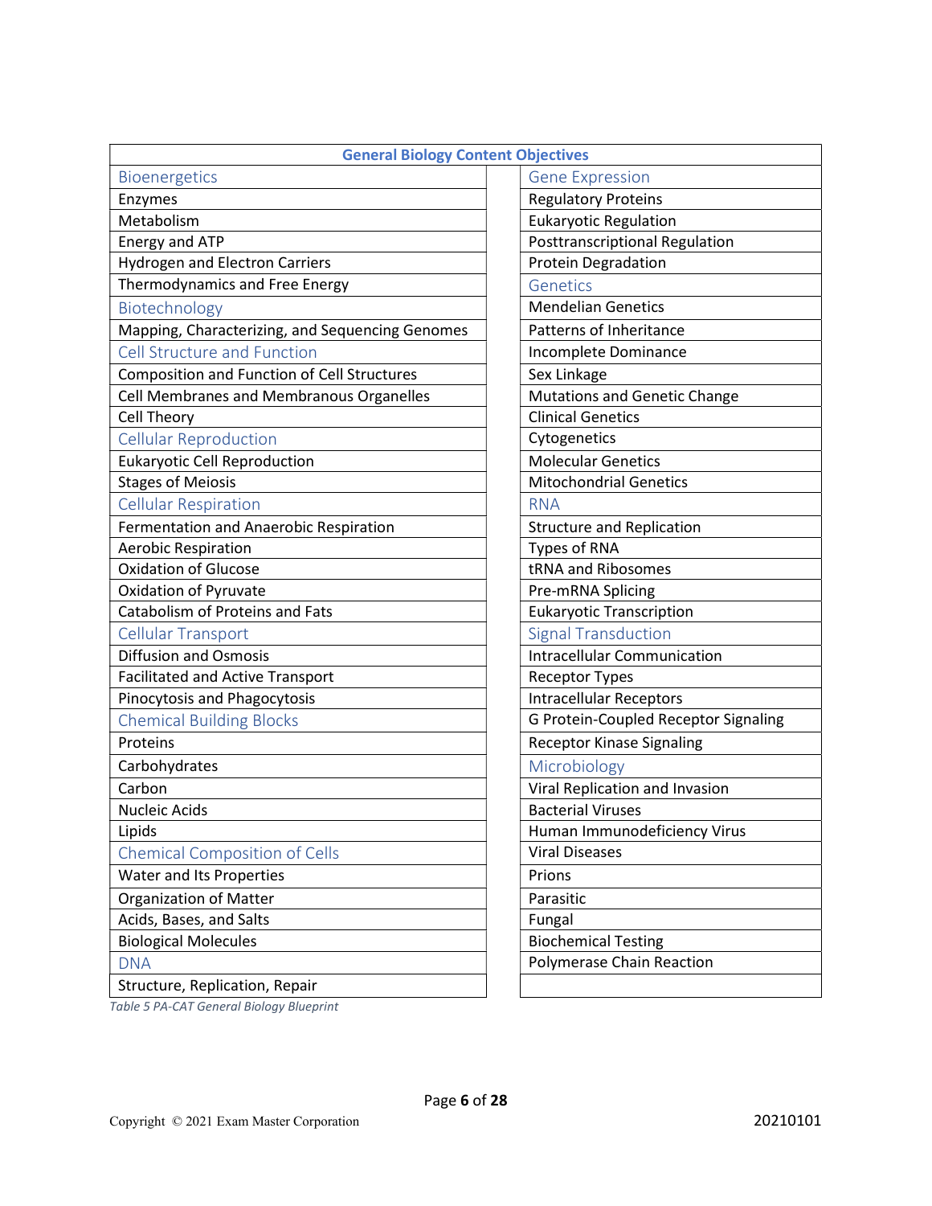**General Biology Content Objectives**

| | |
|---|---|
| **Bioenergetics** | **Gene Expression** |
| Enzymes | Regulatory Proteins |
| Metabolism | Eukaryotic Regulation |
| Energy and ATP | Posttranscriptional Regulation |
| Hydrogen and Electron Carriers | Protein Degradation |
| Thermodynamics and Free Energy | **Genetics** |
| **Biotechnology** | Mendelian Genetics |
| Mapping, Characterizing, and Sequencing Genomes | Patterns of Inheritance |
| **Cell Structure and Function** | Incomplete Dominance |
| Composition and Function of Cell Structures | Sex Linkage |
| Cell Membranes and Membranous Organelles | Mutations and Genetic Change |
| Cell Theory | Clinical Genetics |
| **Cellular Reproduction** | Cytogenetics |
| Eukaryotic Cell Reproduction | Molecular Genetics |
| Stages of Meiosis | Mitochondrial Genetics |
| **Cellular Respiration** | **RNA** |
| Fermentation and Anaerobic Respiration | Structure and Replication |
| Aerobic Respiration | Types of RNA |
| Oxidation of Glucose | tRNA and Ribosomes |
| Oxidation of Pyruvate | Pre-mRNA Splicing |
| Catabolism of Proteins and Fats | Eukaryotic Transcription |
| **Cellular Transport** | **Signal Transduction** |
| Diffusion and Osmosis | Intracellular Communication |
| Facilitated and Active Transport | Receptor Types |
| Pinocytosis and Phagocytosis | Intracellular Receptors |
| **Chemical Building Blocks** | G Protein-Coupled Receptor Signaling |
| Proteins | Receptor Kinase Signaling |
| Carbohydrates | **Microbiology** |
| Carbon | Viral Replication and Invasion |
| Nucleic Acids | Bacterial Viruses |
| Lipids | Human Immunodeficiency Virus |
| **Chemical Composition of Cells** | Viral Diseases |
| Water and Its Properties | Prions |
| Organization of Matter | Parasitic |
| Acids, Bases, and Salts | Fungal |
| Biological Molecules | Biochemical Testing |
| **DNA** | Polymerase Chain Reaction |
| Structure, Replication, Repair | |

*Table 5 PA-CAT General Biology Blueprint*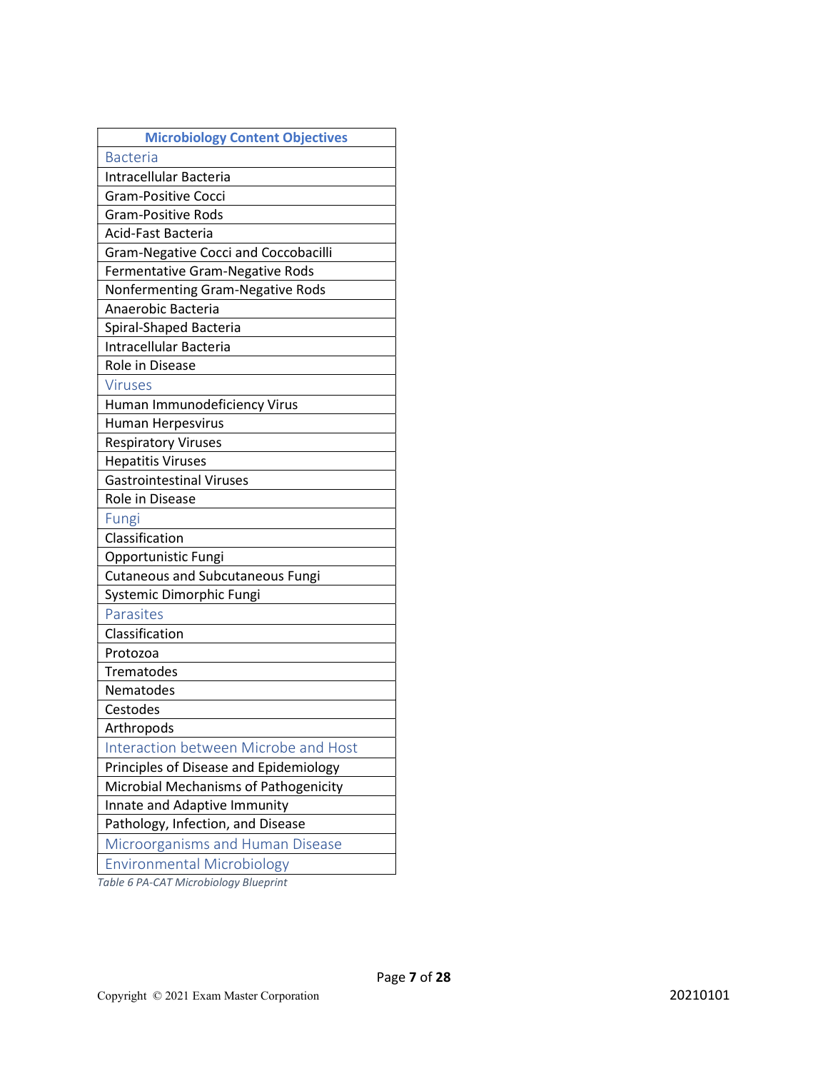| Microbiology Content Objectives |
| --- |
| Bacteria |
| Intracellular Bacteria |
| Gram-Positive Cocci |
| Gram-Positive Rods |
| Acid-Fast Bacteria |
| Gram-Negative Cocci and Coccobacilli |
| Fermentative Gram-Negative Rods |
| Nonfermenting Gram-Negative Rods |
| Anaerobic Bacteria |
| Spiral-Shaped Bacteria |
| Intracellular Bacteria |
| Role in Disease |
| Viruses |
| Human Immunodeficiency Virus |
| Human Herpesvirus |
| Respiratory Viruses |
| Hepatitis Viruses |
| Gastrointestinal Viruses |
| Role in Disease |
| Fungi |
| Classification |
| Opportunistic Fungi |
| Cutaneous and Subcutaneous Fungi |
| Systemic Dimorphic Fungi |
| Parasites |
| Classification |
| Protozoa |
| Trematodes |
| Nematodes |
| Cestodes |
| Arthropods |
| Interaction between Microbe and Host |
| Principles of Disease and Epidemiology |
| Microbial Mechanisms of Pathogenicity |
| Innate and Adaptive Immunity |
| Pathology, Infection, and Disease |
| Microorganisms and Human Disease |
| Environmental Microbiology |

*Table 6 PA-CAT Microbiology Blueprint*

Copyright © 2021 Exam Master Corporation

20210101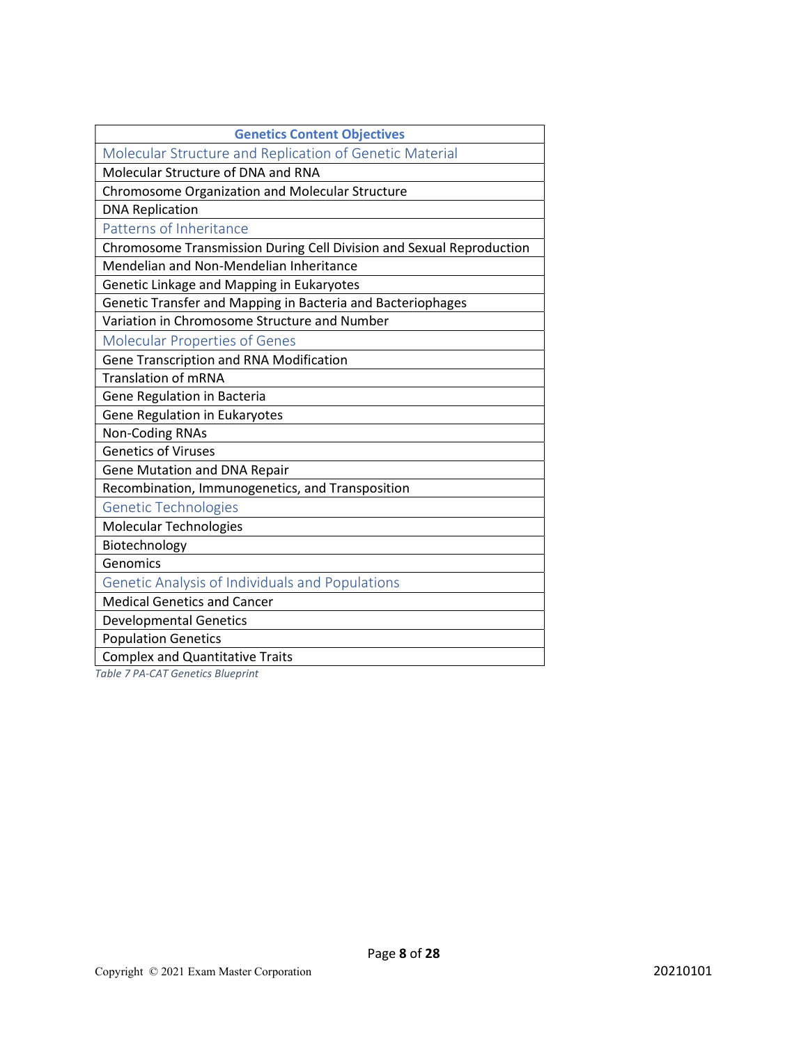| Genetics Content Objectives |
|---|
| Molecular Structure and Replication of Genetic Material |
| Molecular Structure of DNA and RNA |
| Chromosome Organization and Molecular Structure |
| DNA Replication |
| Patterns of Inheritance |
| Chromosome Transmission During Cell Division and Sexual Reproduction |
| Mendelian and Non-Mendelian Inheritance |
| Genetic Linkage and Mapping in Eukaryotes |
| Genetic Transfer and Mapping in Bacteria and Bacteriophages |
| Variation in Chromosome Structure and Number |
| Molecular Properties of Genes |
| Gene Transcription and RNA Modification |
| Translation of mRNA |
| Gene Regulation in Bacteria |
| Gene Regulation in Eukaryotes |
| Non-Coding RNAs |
| Genetics of Viruses |
| Gene Mutation and DNA Repair |
| Recombination, Immunogenetics, and Transposition |
| Genetic Technologies |
| Molecular Technologies |
| Biotechnology |
| Genomics |
| Genetic Analysis of Individuals and Populations |
| Medical Genetics and Cancer |
| Developmental Genetics |
| Population Genetics |
| Complex and Quantitative Traits |

*Table 7 PA-CAT Genetics Blueprint*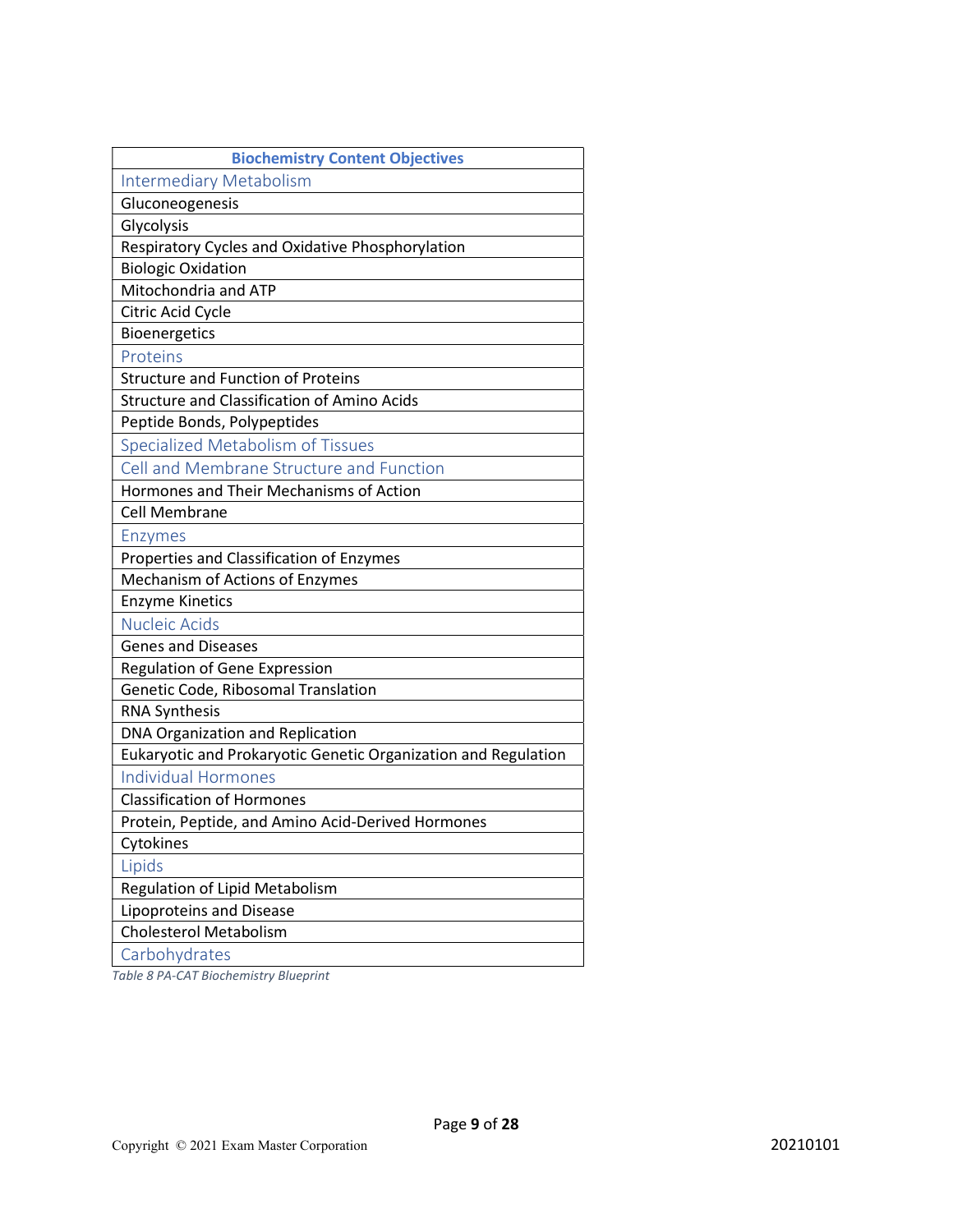| Biochemistry Content Objectives |
|---|
| Intermediary Metabolism |
| Gluconeogenesis |
| Glycolysis |
| Respiratory Cycles and Oxidative Phosphorylation |
| Biologic Oxidation |
| Mitochondria and ATP |
| Citric Acid Cycle |
| Bioenergetics |
| Proteins |
| Structure and Function of Proteins |
| Structure and Classification of Amino Acids |
| Peptide Bonds, Polypeptides |
| Specialized Metabolism of Tissues |
| Cell and Membrane Structure and Function |
| Hormones and Their Mechanisms of Action |
| Cell Membrane |
| Enzymes |
| Properties and Classification of Enzymes |
| Mechanism of Actions of Enzymes |
| Enzyme Kinetics |
| Nucleic Acids |
| Genes and Diseases |
| Regulation of Gene Expression |
| Genetic Code, Ribosomal Translation |
| RNA Synthesis |
| DNA Organization and Replication |
| Eukaryotic and Prokaryotic Genetic Organization and Regulation |
| Individual Hormones |
| Classification of Hormones |
| Protein, Peptide, and Amino Acid-Derived Hormones |
| Cytokines |
| Lipids |
| Regulation of Lipid Metabolism |
| Lipoproteins and Disease |
| Cholesterol Metabolism |
| Carbohydrates |

*Table 8 PA-CAT Biochemistry Blueprint*

Copyright © 2021 Exam Master Corporation

20210101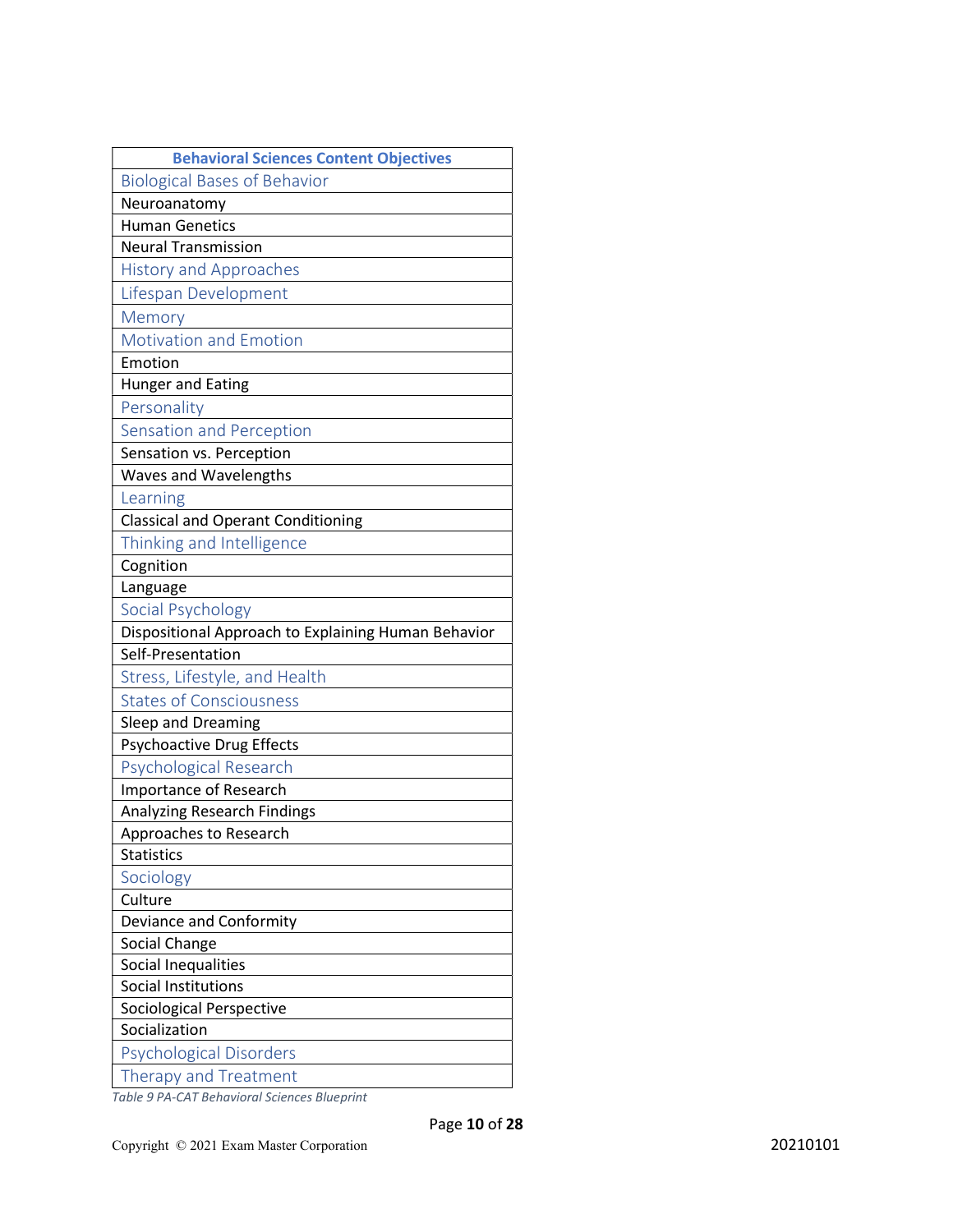| Behavioral Sciences Content Objectives |
| --- |
| Biological Bases of Behavior |
| Neuroanatomy |
| Human Genetics |
| Neural Transmission |
| History and Approaches |
| Lifespan Development |
| Memory |
| Motivation and Emotion |
| Emotion |
| Hunger and Eating |
| Personality |
| Sensation and Perception |
| Sensation vs. Perception |
| Waves and Wavelengths |
| Learning |
| Classical and Operant Conditioning |
| Thinking and Intelligence |
| Cognition |
| Language |
| Social Psychology |
| Dispositional Approach to Explaining Human Behavior |
| Self-Presentation |
| Stress, Lifestyle, and Health |
| States of Consciousness |
| Sleep and Dreaming |
| Psychoactive Drug Effects |
| Psychological Research |
| Importance of Research |
| Analyzing Research Findings |
| Approaches to Research |
| Statistics |
| Sociology |
| Culture |
| Deviance and Conformity |
| Social Change |
| Social Inequalities |
| Social Institutions |
| Sociological Perspective |
| Socialization |
| Psychological Disorders |
| Therapy and Treatment |

*Table 9 PA-CAT Behavioral Sciences Blueprint*

Copyright © 2021 Exam Master Corporation 20210101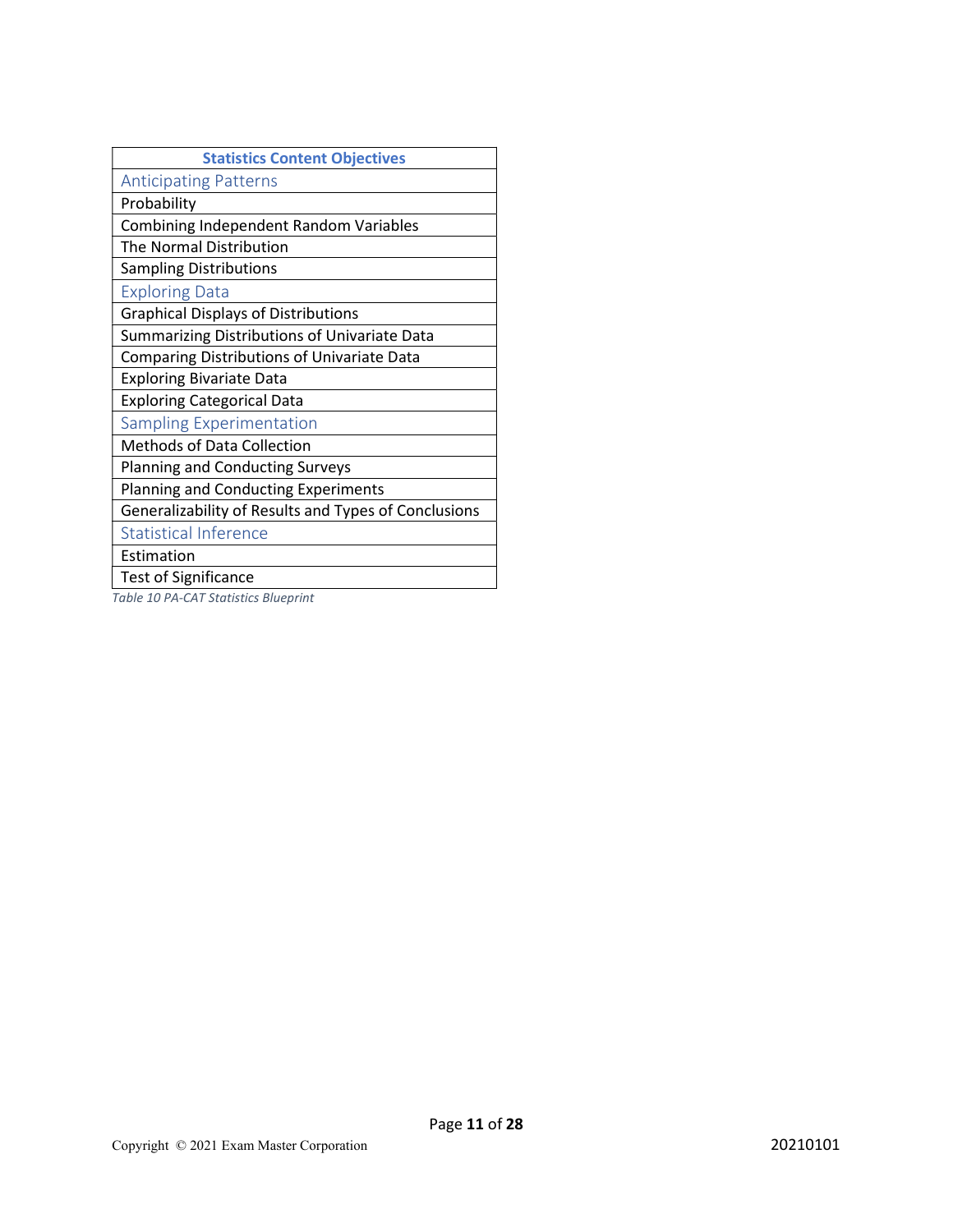| Statistics Content Objectives |
| --- |
| Anticipating Patterns |
| Probability |
| Combining Independent Random Variables |
| The Normal Distribution |
| Sampling Distributions |
| Exploring Data |
| Graphical Displays of Distributions |
| Summarizing Distributions of Univariate Data |
| Comparing Distributions of Univariate Data |
| Exploring Bivariate Data |
| Exploring Categorical Data |
| Sampling Experimentation |
| Methods of Data Collection |
| Planning and Conducting Surveys |
| Planning and Conducting Experiments |
| Generalizability of Results and Types of Conclusions |
| Statistical Inference |
| Estimation |
| Test of Significance |

*Table 10 PA-CAT Statistics Blueprint*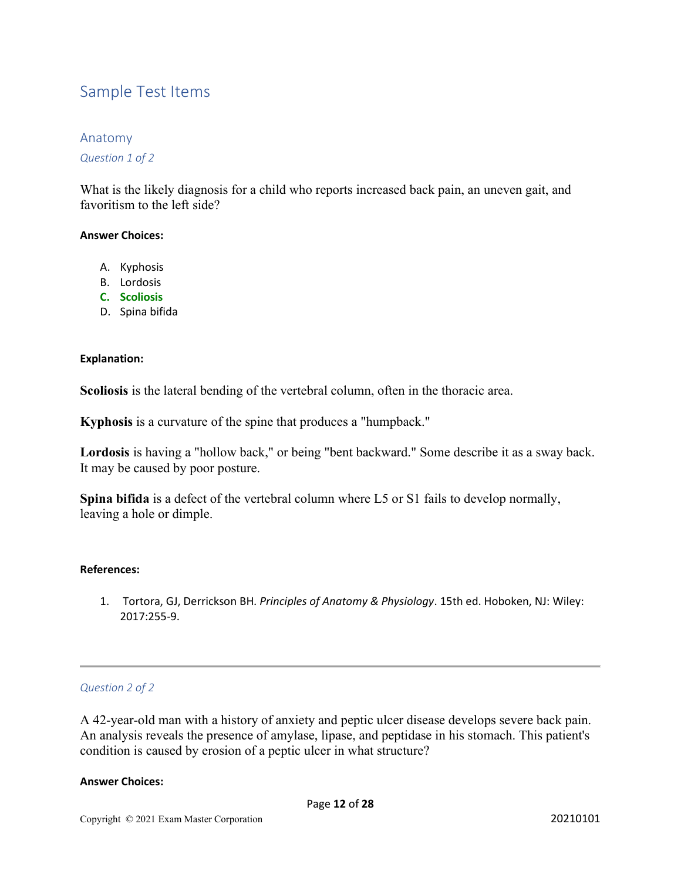## Sample Test Items

### Anatomy

*Question 1 of 2*

What is the likely diagnosis for a child who reports increased back pain, an uneven gait, and favoritism to the left side?

**Answer Choices:**

A. Kyphosis
B. Lordosis
**C. Scoliosis**
D. Spina bifida

**Explanation:**

**Scoliosis** is the lateral bending of the vertebral column, often in the thoracic area.

**Kyphosis** is a curvature of the spine that produces a "humpback."

**Lordosis** is having a "hollow back," or being "bent backward." Some describe it as a sway back. It may be caused by poor posture.

**Spina bifida** is a defect of the vertebral column where L5 or S1 fails to develop normally, leaving a hole or dimple.

**References:**

1. Tortora, GJ, Derrickson BH. *Principles of Anatomy & Physiology*. 15th ed. Hoboken, NJ: Wiley: 2017:255-9.

---

*Question 2 of 2*

A 42-year-old man with a history of anxiety and peptic ulcer disease develops severe back pain. An analysis reveals the presence of amylase, lipase, and peptidase in his stomach. This patient's condition is caused by erosion of a peptic ulcer in what structure?

**Answer Choices:**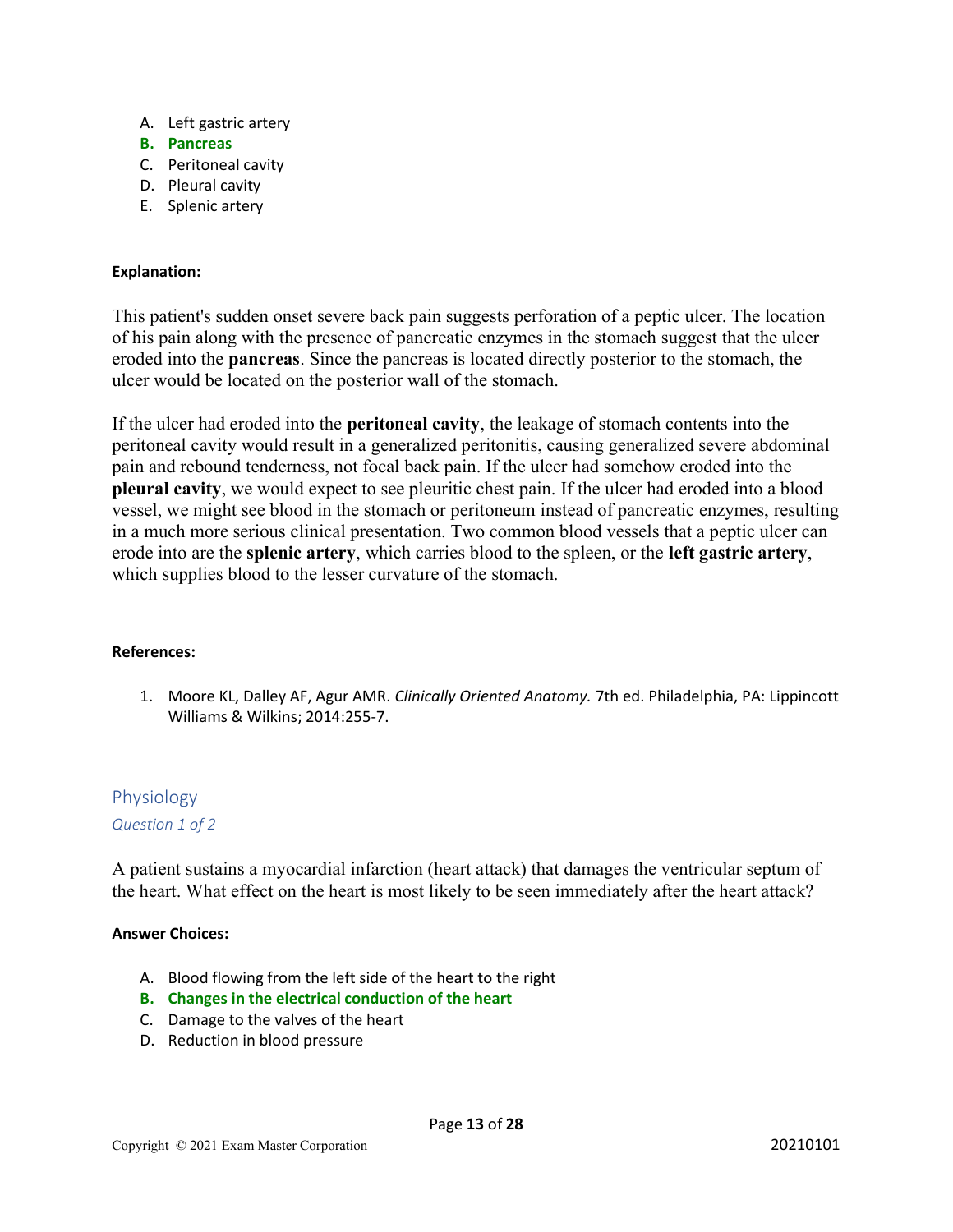A. Left gastric artery
**B. Pancreas**
C. Peritoneal cavity
D. Pleural cavity
E. Splenic artery

**Explanation:**

This patient's sudden onset severe back pain suggests perforation of a peptic ulcer. The location of his pain along with the presence of pancreatic enzymes in the stomach suggest that the ulcer eroded into the **pancreas**. Since the pancreas is located directly posterior to the stomach, the ulcer would be located on the posterior wall of the stomach.

If the ulcer had eroded into the **peritoneal cavity**, the leakage of stomach contents into the peritoneal cavity would result in a generalized peritonitis, causing generalized severe abdominal pain and rebound tenderness, not focal back pain. If the ulcer had somehow eroded into the **pleural cavity**, we would expect to see pleuritic chest pain. If the ulcer had eroded into a blood vessel, we might see blood in the stomach or peritoneum instead of pancreatic enzymes, resulting in a much more serious clinical presentation. Two common blood vessels that a peptic ulcer can erode into are the **splenic artery**, which carries blood to the spleen, or the **left gastric artery**, which supplies blood to the lesser curvature of the stomach.

**References:**

1. Moore KL, Dalley AF, Agur AMR. *Clinically Oriented Anatomy.* 7th ed. Philadelphia, PA: Lippincott Williams & Wilkins; 2014:255-7.

## Physiology

*Question 1 of 2*

A patient sustains a myocardial infarction (heart attack) that damages the ventricular septum of the heart. What effect on the heart is most likely to be seen immediately after the heart attack?

**Answer Choices:**

A. Blood flowing from the left side of the heart to the right
**B. Changes in the electrical conduction of the heart**
C. Damage to the valves of the heart
D. Reduction in blood pressure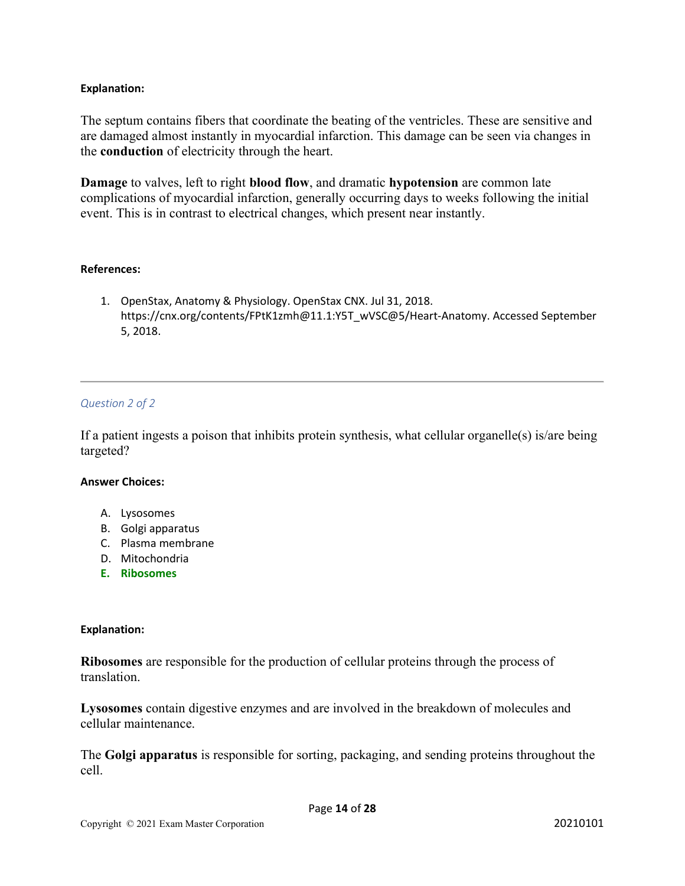**Explanation:**

The septum contains fibers that coordinate the beating of the ventricles. These are sensitive and are damaged almost instantly in myocardial infarction. This damage can be seen via changes in the **conduction** of electricity through the heart.

**Damage** to valves, left to right **blood flow**, and dramatic **hypotension** are common late complications of myocardial infarction, generally occurring days to weeks following the initial event. This is in contrast to electrical changes, which present near instantly.

**References:**

1. OpenStax, Anatomy & Physiology. OpenStax CNX. Jul 31, 2018. https://cnx.org/contents/FPtK1zmh@11.1:Y5T_wVSC@5/Heart-Anatomy. Accessed September 5, 2018.

---

*Question 2 of 2*

If a patient ingests a poison that inhibits protein synthesis, what cellular organelle(s) is/are being targeted?

**Answer Choices:**

A. Lysosomes
B. Golgi apparatus
C. Plasma membrane
D. Mitochondria
**E. Ribosomes**

**Explanation:**

**Ribosomes** are responsible for the production of cellular proteins through the process of translation.

**Lysosomes** contain digestive enzymes and are involved in the breakdown of molecules and cellular maintenance.

The **Golgi apparatus** is responsible for sorting, packaging, and sending proteins throughout the cell.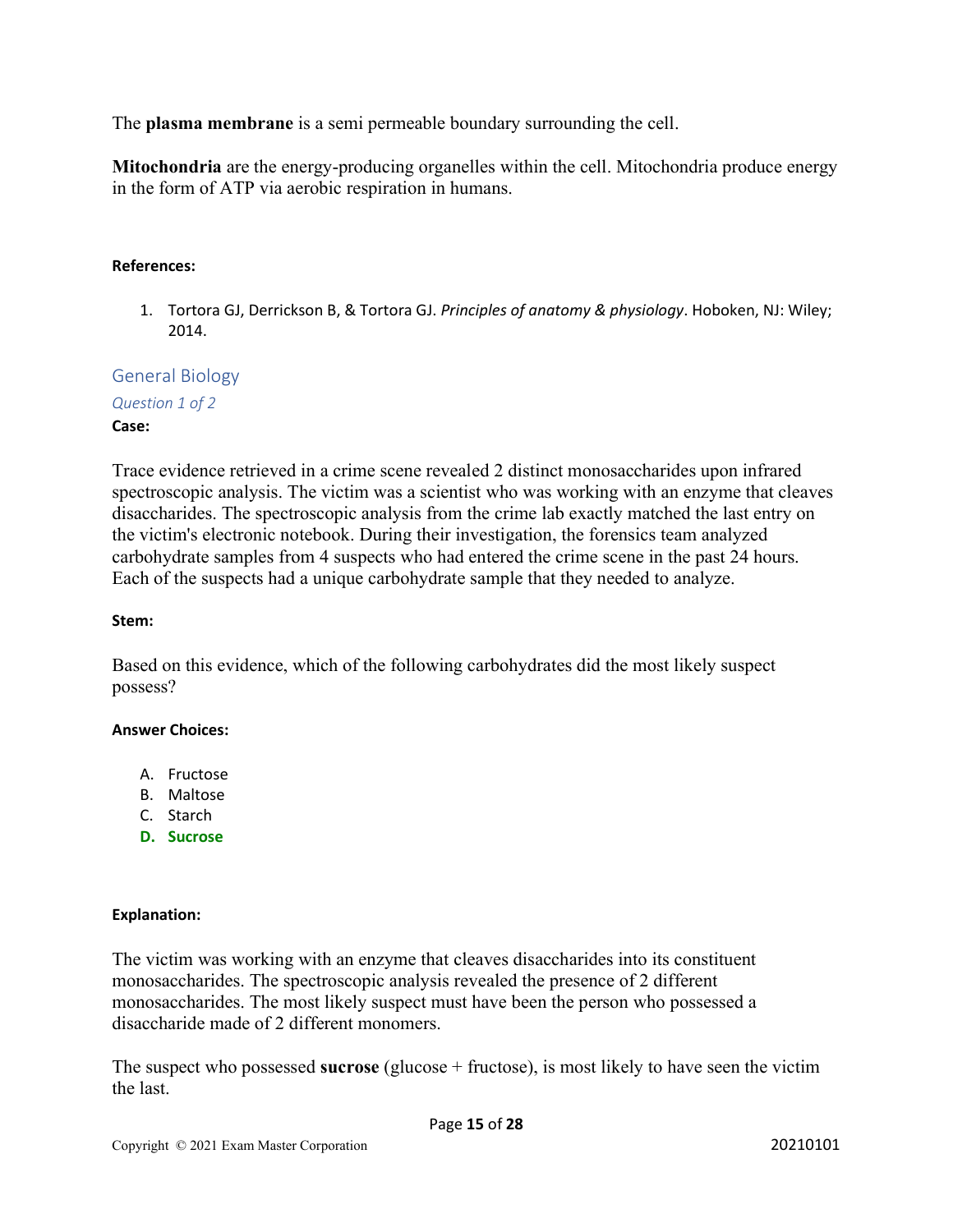The **plasma membrane** is a semi permeable boundary surrounding the cell.

**Mitochondria** are the energy-producing organelles within the cell. Mitochondria produce energy in the form of ATP via aerobic respiration in humans.

**References:**

1. Tortora GJ, Derrickson B, & Tortora GJ. *Principles of anatomy & physiology*. Hoboken, NJ: Wiley; 2014.

## General Biology

### *Question 1 of 2*

**Case:**

Trace evidence retrieved in a crime scene revealed 2 distinct monosaccharides upon infrared spectroscopic analysis. The victim was a scientist who was working with an enzyme that cleaves disaccharides. The spectroscopic analysis from the crime lab exactly matched the last entry on the victim's electronic notebook. During their investigation, the forensics team analyzed carbohydrate samples from 4 suspects who had entered the crime scene in the past 24 hours. Each of the suspects had a unique carbohydrate sample that they needed to analyze.

**Stem:**

Based on this evidence, which of the following carbohydrates did the most likely suspect possess?

**Answer Choices:**

A. Fructose
B. Maltose
C. Starch
**D. Sucrose**

**Explanation:**

The victim was working with an enzyme that cleaves disaccharides into its constituent monosaccharides. The spectroscopic analysis revealed the presence of 2 different monosaccharides. The most likely suspect must have been the person who possessed a disaccharide made of 2 different monomers.

The suspect who possessed **sucrose** (glucose + fructose), is most likely to have seen the victim the last.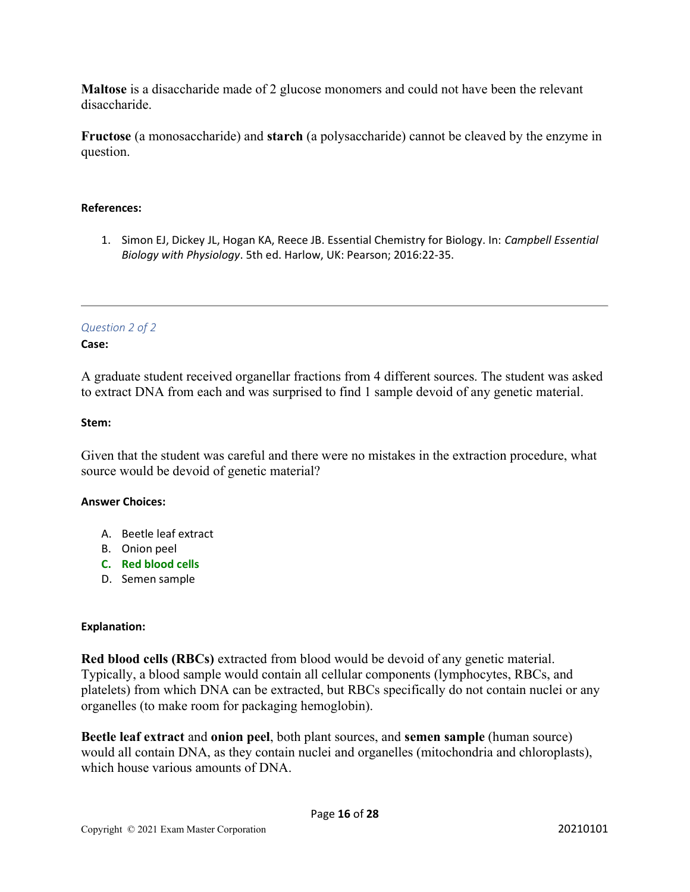**Maltose** is a disaccharide made of 2 glucose monomers and could not have been the relevant disaccharide.

**Fructose** (a monosaccharide) and **starch** (a polysaccharide) cannot be cleaved by the enzyme in question.

**References:**

1. Simon EJ, Dickey JL, Hogan KA, Reece JB. Essential Chemistry for Biology. In: *Campbell Essential Biology with Physiology*. 5th ed. Harlow, UK: Pearson; 2016:22-35.

---

*Question 2 of 2*

**Case:**

A graduate student received organellar fractions from 4 different sources. The student was asked to extract DNA from each and was surprised to find 1 sample devoid of any genetic material.

**Stem:**

Given that the student was careful and there were no mistakes in the extraction procedure, what source would be devoid of genetic material?

**Answer Choices:**

A. Beetle leaf extract
B. Onion peel
**C. Red blood cells**
D. Semen sample

**Explanation:**

**Red blood cells (RBCs)** extracted from blood would be devoid of any genetic material. Typically, a blood sample would contain all cellular components (lymphocytes, RBCs, and platelets) from which DNA can be extracted, but RBCs specifically do not contain nuclei or any organelles (to make room for packaging hemoglobin).

**Beetle leaf extract** and **onion peel**, both plant sources, and **semen sample** (human source) would all contain DNA, as they contain nuclei and organelles (mitochondria and chloroplasts), which house various amounts of DNA.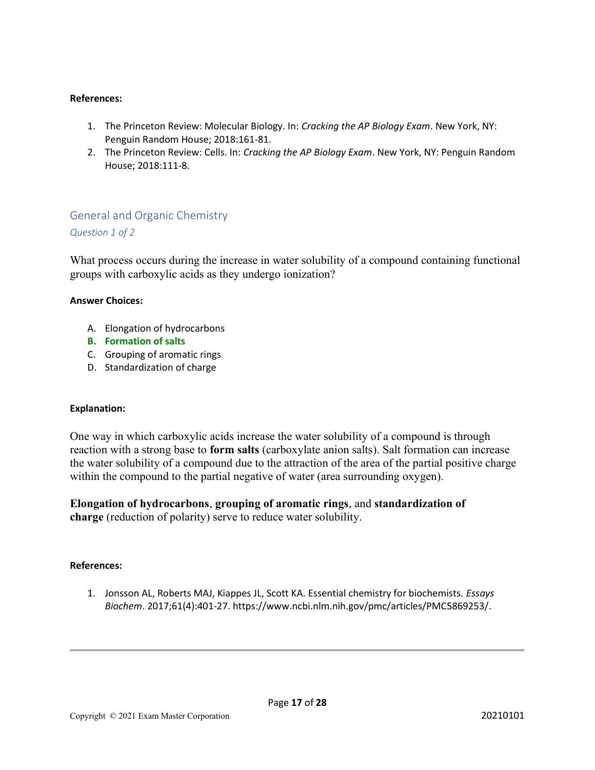**References:**

1. The Princeton Review: Molecular Biology. In: *Cracking the AP Biology Exam*. New York, NY: Penguin Random House; 2018:161-81.
2. The Princeton Review: Cells. In: *Cracking the AP Biology Exam*. New York, NY: Penguin Random House; 2018:111-8.

## General and Organic Chemistry

*Question 1 of 2*

What process occurs during the increase in water solubility of a compound containing functional groups with carboxylic acids as they undergo ionization?

**Answer Choices:**

A. Elongation of hydrocarbons
**B. Formation of salts**
C. Grouping of aromatic rings
D. Standardization of charge

**Explanation:**

One way in which carboxylic acids increase the water solubility of a compound is through reaction with a strong base to **form salts** (carboxylate anion salts). Salt formation can increase the water solubility of a compound due to the attraction of the area of the partial positive charge within the compound to the partial negative of water (area surrounding oxygen).

**Elongation of hydrocarbons**, **grouping of aromatic rings**, and **standardization of charge** (reduction of polarity) serve to reduce water solubility.

**References:**

1. Jonsson AL, Roberts MAJ, Kiappes JL, Scott KA. Essential chemistry for biochemists. *Essays Biochem*. 2017;61(4):401-27. https://www.ncbi.nlm.nih.gov/pmc/articles/PMC5869253/.

Copyright © 2021 Exam Master Corporation 20210101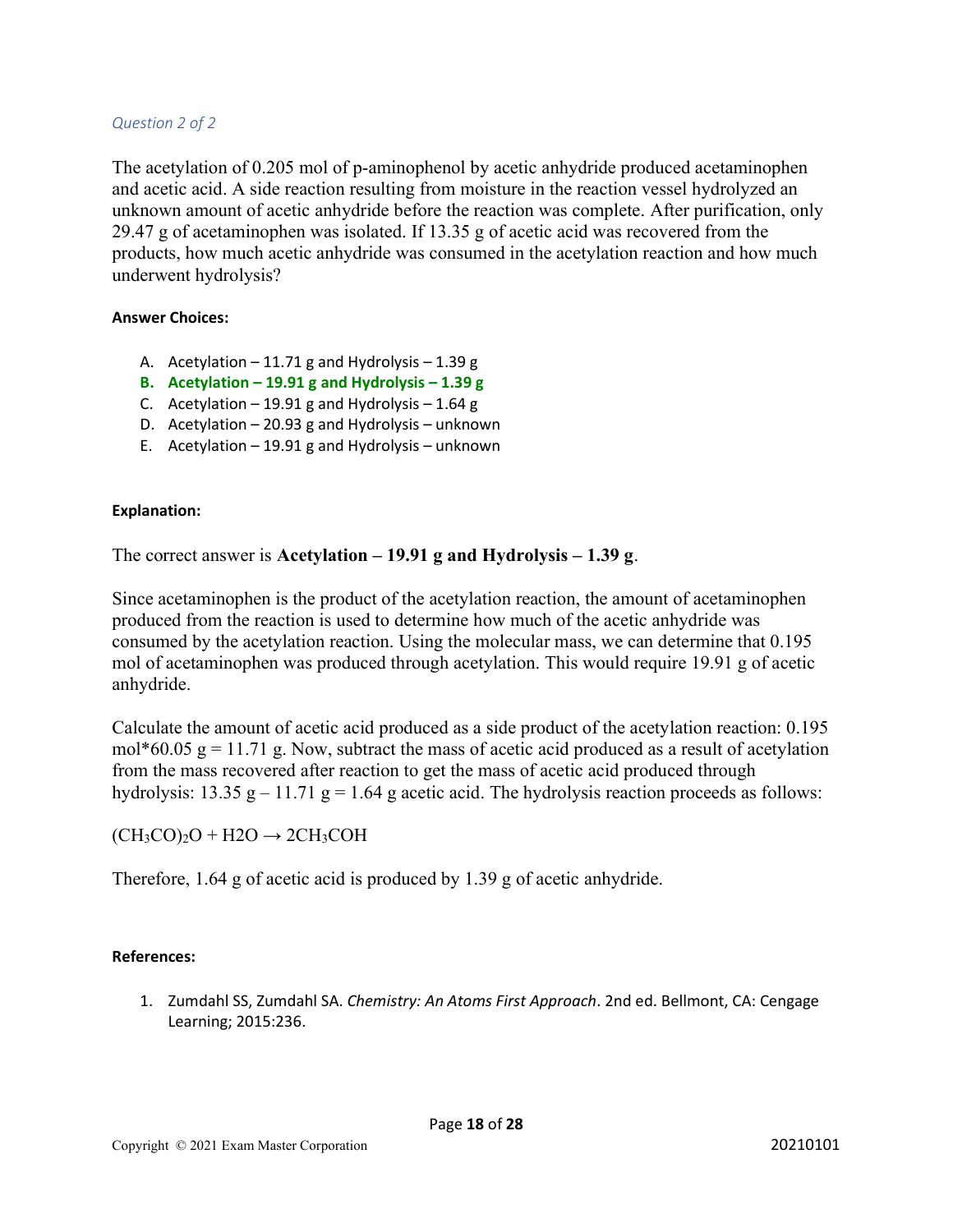*Question 2 of 2*

The acetylation of 0.205 mol of p-aminophenol by acetic anhydride produced acetaminophen and acetic acid. A side reaction resulting from moisture in the reaction vessel hydrolyzed an unknown amount of acetic anhydride before the reaction was complete. After purification, only 29.47 g of acetaminophen was isolated. If 13.35 g of acetic acid was recovered from the products, how much acetic anhydride was consumed in the acetylation reaction and how much underwent hydrolysis?

**Answer Choices:**

A. Acetylation – 11.71 g and Hydrolysis – 1.39 g
**B. Acetylation – 19.91 g and Hydrolysis – 1.39 g**
C. Acetylation – 19.91 g and Hydrolysis – 1.64 g
D. Acetylation – 20.93 g and Hydrolysis – unknown
E. Acetylation – 19.91 g and Hydrolysis – unknown

**Explanation:**

The correct answer is **Acetylation – 19.91 g and Hydrolysis – 1.39 g**.

Since acetaminophen is the product of the acetylation reaction, the amount of acetaminophen produced from the reaction is used to determine how much of the acetic anhydride was consumed by the acetylation reaction. Using the molecular mass, we can determine that 0.195 mol of acetaminophen was produced through acetylation. This would require 19.91 g of acetic anhydride.

Calculate the amount of acetic acid produced as a side product of the acetylation reaction: 0.195 mol*60.05 g = 11.71 g. Now, subtract the mass of acetic acid produced as a result of acetylation from the mass recovered after reaction to get the mass of acetic acid produced through hydrolysis: 13.35 g – 11.71 g = 1.64 g acetic acid. The hydrolysis reaction proceeds as follows:

$(CH_3CO)_2O + H2O \rightarrow 2CH_3COH$

Therefore, 1.64 g of acetic acid is produced by 1.39 g of acetic anhydride.

**References:**

1. Zumdahl SS, Zumdahl SA. *Chemistry: An Atoms First Approach*. 2nd ed. Bellmont, CA: Cengage Learning; 2015:236.

Copyright © 2021 Exam Master Corporation 20210101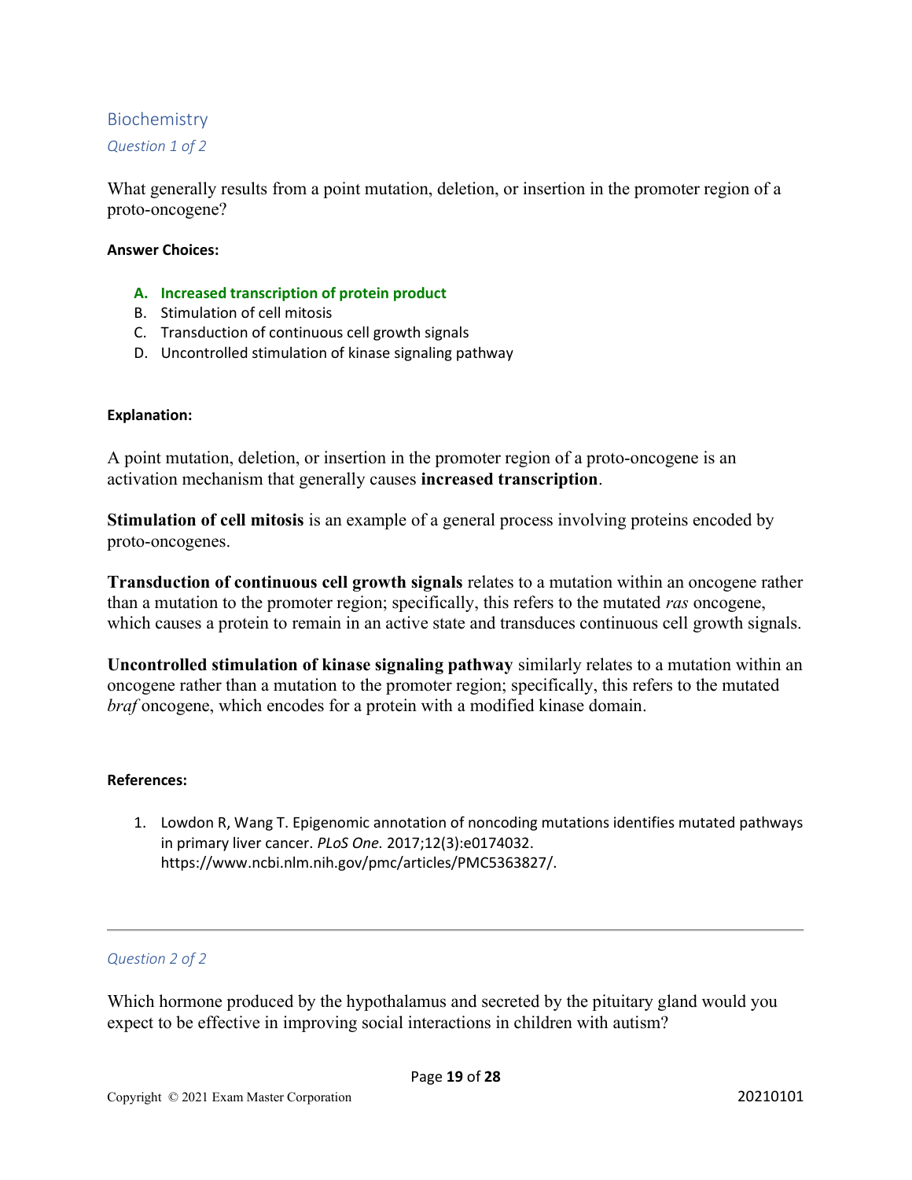## Biochemistry

*Question 1 of 2*

What generally results from a point mutation, deletion, or insertion in the promoter region of a proto-oncogene?

**Answer Choices:**

A. **Increased transcription of protein product**
B. Stimulation of cell mitosis
C. Transduction of continuous cell growth signals
D. Uncontrolled stimulation of kinase signaling pathway

**Explanation:**

A point mutation, deletion, or insertion in the promoter region of a proto-oncogene is an activation mechanism that generally causes **increased transcription**.

**Stimulation of cell mitosis** is an example of a general process involving proteins encoded by proto-oncogenes.

**Transduction of continuous cell growth signals** relates to a mutation within an oncogene rather than a mutation to the promoter region; specifically, this refers to the mutated *ras* oncogene, which causes a protein to remain in an active state and transduces continuous cell growth signals.

**Uncontrolled stimulation of kinase signaling pathway** similarly relates to a mutation within an oncogene rather than a mutation to the promoter region; specifically, this refers to the mutated *braf* oncogene, which encodes for a protein with a modified kinase domain.

**References:**

1. Lowdon R, Wang T. Epigenomic annotation of noncoding mutations identifies mutated pathways in primary liver cancer. *PLoS One.* 2017;12(3):e0174032. https://www.ncbi.nlm.nih.gov/pmc/articles/PMC5363827/.

---

*Question 2 of 2*

Which hormone produced by the hypothalamus and secreted by the pituitary gland would you expect to be effective in improving social interactions in children with autism?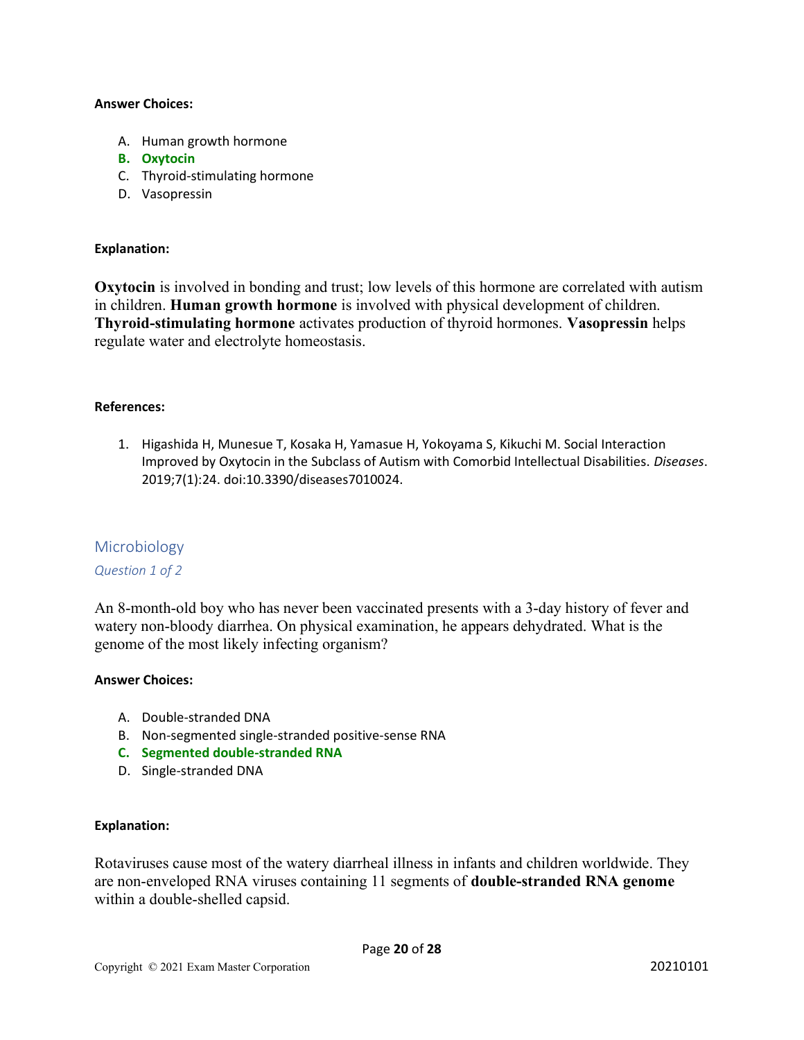**Answer Choices:**

A. Human growth hormone
**B. Oxytocin**
C. Thyroid-stimulating hormone
D. Vasopressin

**Explanation:**

**Oxytocin** is involved in bonding and trust; low levels of this hormone are correlated with autism in children. **Human growth hormone** is involved with physical development of children. **Thyroid-stimulating hormone** activates production of thyroid hormones. **Vasopressin** helps regulate water and electrolyte homeostasis.

**References:**

1. Higashida H, Munesue T, Kosaka H, Yamasue H, Yokoyama S, Kikuchi M. Social Interaction Improved by Oxytocin in the Subclass of Autism with Comorbid Intellectual Disabilities. *Diseases*. 2019;7(1):24. doi:10.3390/diseases7010024.

## Microbiology

*Question 1 of 2*

An 8-month-old boy who has never been vaccinated presents with a 3-day history of fever and watery non-bloody diarrhea. On physical examination, he appears dehydrated. What is the genome of the most likely infecting organism?

**Answer Choices:**

A. Double-stranded DNA
B. Non-segmented single-stranded positive-sense RNA
**C. Segmented double-stranded RNA**
D. Single-stranded DNA

**Explanation:**

Rotaviruses cause most of the watery diarrheal illness in infants and children worldwide. They are non-enveloped RNA viruses containing 11 segments of **double-stranded RNA genome** within a double-shelled capsid.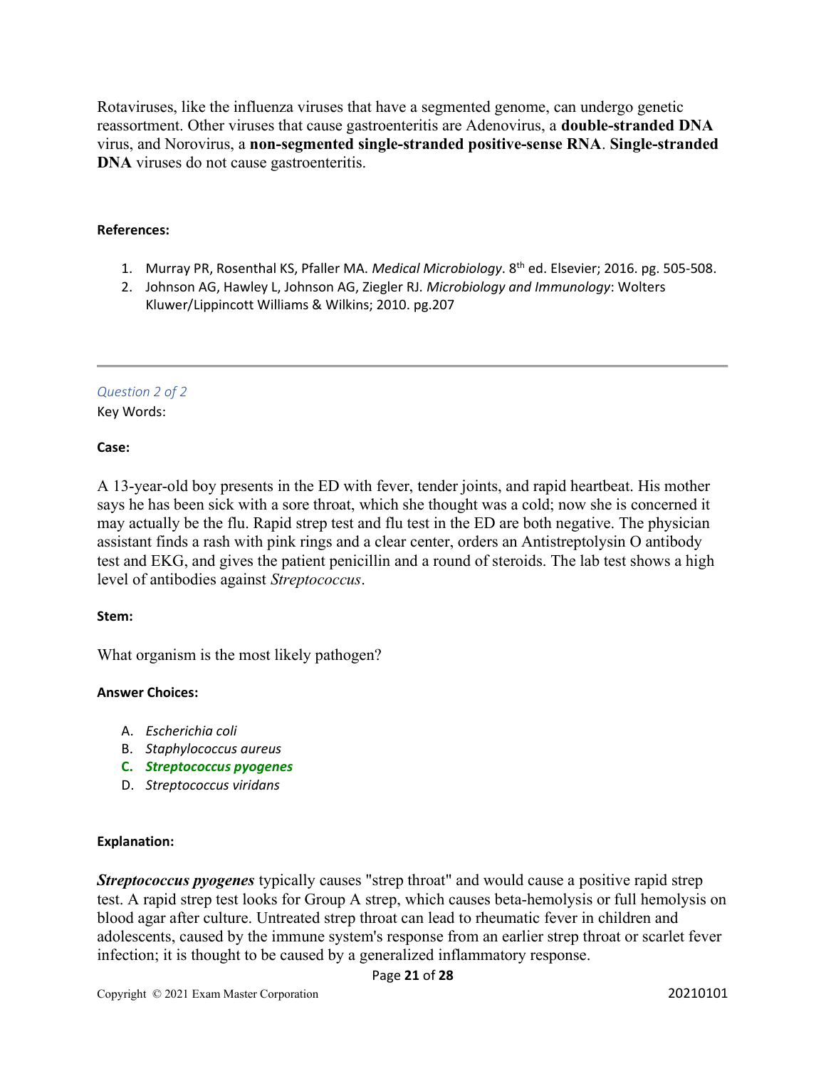Rotaviruses, like the influenza viruses that have a segmented genome, can undergo genetic reassortment. Other viruses that cause gastroenteritis are Adenovirus, a **double-stranded DNA** virus, and Norovirus, a **non-segmented single-stranded positive-sense RNA**. **Single-stranded DNA** viruses do not cause gastroenteritis.

**References:**

1. Murray PR, Rosenthal KS, Pfaller MA. *Medical Microbiology*. 8th ed. Elsevier; 2016. pg. 505-508.
2. Johnson AG, Hawley L, Johnson AG, Ziegler RJ. *Microbiology and Immunology*: Wolters Kluwer/Lippincott Williams & Wilkins; 2010. pg.207

---

*Question 2 of 2*

Key Words:

**Case:**

A 13-year-old boy presents in the ED with fever, tender joints, and rapid heartbeat. His mother says he has been sick with a sore throat, which she thought was a cold; now she is concerned it may actually be the flu. Rapid strep test and flu test in the ED are both negative. The physician assistant finds a rash with pink rings and a clear center, orders an Antistreptolysin O antibody test and EKG, and gives the patient penicillin and a round of steroids. The lab test shows a high level of antibodies against *Streptococcus*.

**Stem:**

What organism is the most likely pathogen?

**Answer Choices:**

A. *Escherichia coli*
B. *Staphylococcus aureus*
C. ***Streptococcus pyogenes***
D. *Streptococcus viridans*

**Explanation:**

***Streptococcus pyogenes*** typically causes "strep throat" and would cause a positive rapid strep test. A rapid strep test looks for Group A strep, which causes beta-hemolysis or full hemolysis on blood agar after culture. Untreated strep throat can lead to rheumatic fever in children and adolescents, caused by the immune system's response from an earlier strep throat or scarlet fever infection; it is thought to be caused by a generalized inflammatory response.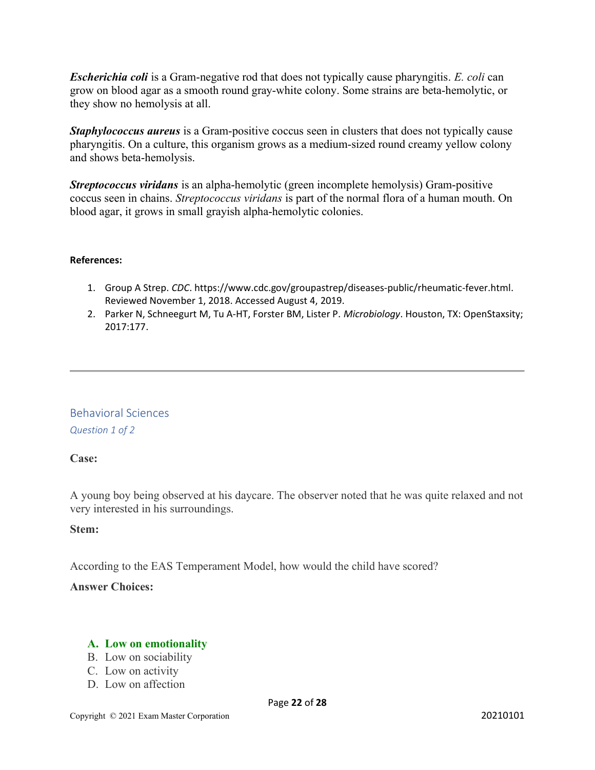***Escherichia coli*** is a Gram-negative rod that does not typically cause pharyngitis. *E. coli* can grow on blood agar as a smooth round gray-white colony. Some strains are beta-hemolytic, or they show no hemolysis at all.

***Staphylococcus aureus*** is a Gram-positive coccus seen in clusters that does not typically cause pharyngitis. On a culture, this organism grows as a medium-sized round creamy yellow colony and shows beta-hemolysis.

***Streptococcus viridans*** is an alpha-hemolytic (green incomplete hemolysis) Gram-positive coccus seen in chains. *Streptococcus viridans* is part of the normal flora of a human mouth. On blood agar, it grows in small grayish alpha-hemolytic colonies.

**References:**

1. Group A Strep. *CDC*. https://www.cdc.gov/groupastrep/diseases-public/rheumatic-fever.html. Reviewed November 1, 2018. Accessed August 4, 2019.
2. Parker N, Schneegurt M, Tu A-HT, Forster BM, Lister P. *Microbiology*. Houston, TX: OpenStaxsity; 2017:177.

---

## Behavioral Sciences

*Question 1 of 2*

**Case:**

A young boy being observed at his daycare. The observer noted that he was quite relaxed and not very interested in his surroundings.

**Stem:**

According to the EAS Temperament Model, how would the child have scored?

**Answer Choices:**

A. **Low on emotionality**
B. Low on sociability
C. Low on activity
D. Low on affection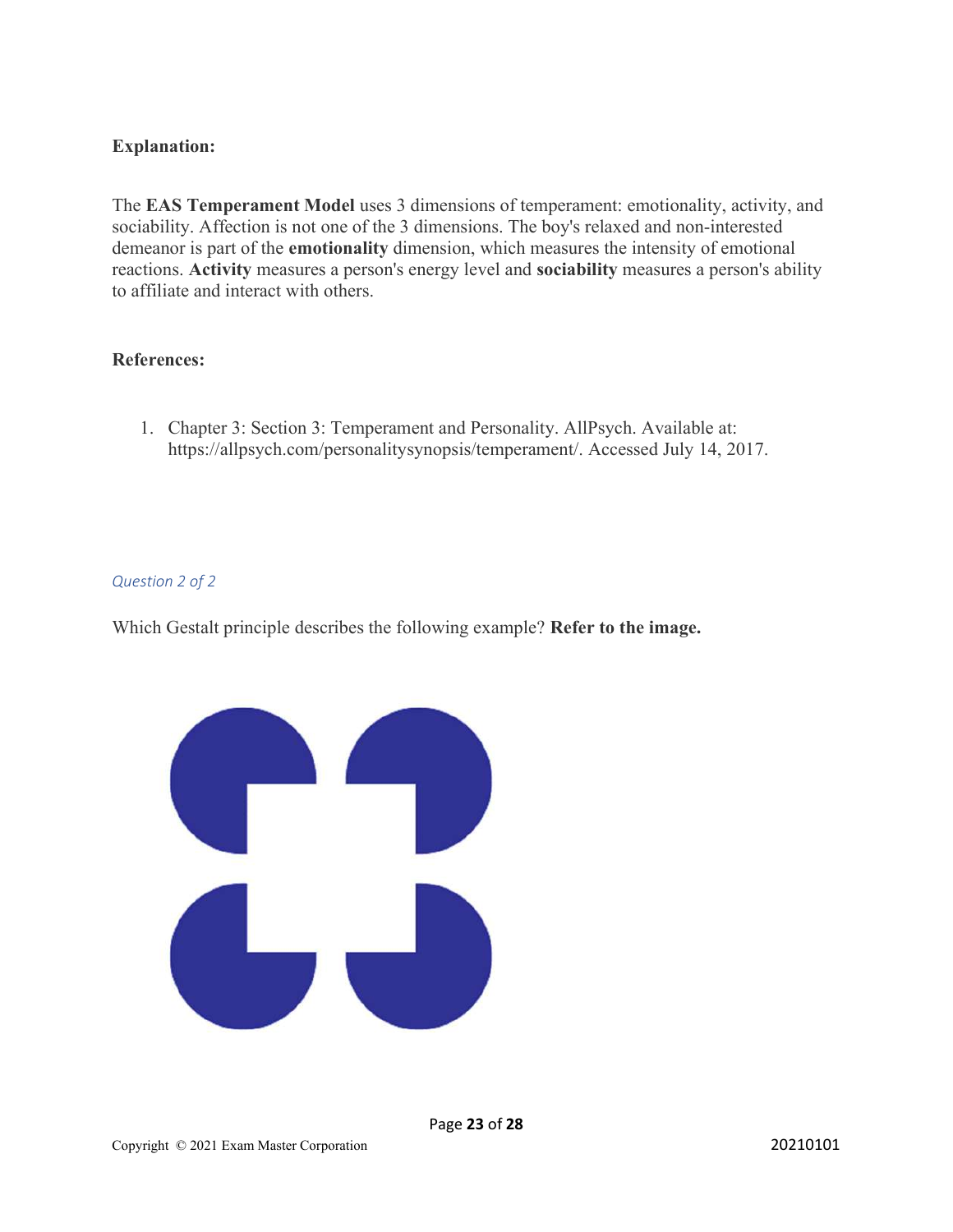**Explanation:**

The **EAS Temperament Model** uses 3 dimensions of temperament: emotionality, activity, and sociability. Affection is not one of the 3 dimensions. The boy's relaxed and non-interested demeanor is part of the **emotionality** dimension, which measures the intensity of emotional reactions. **Activity** measures a person's energy level and **sociability** measures a person's ability to affiliate and interact with others.

**References:**

1. Chapter 3: Section 3: Temperament and Personality. AllPsych. Available at: https://allpsych.com/personalitysynopsis/temperament/. Accessed July 14, 2017.

*Question 2 of 2*

Which Gestalt principle describes the following example? **Refer to the image.**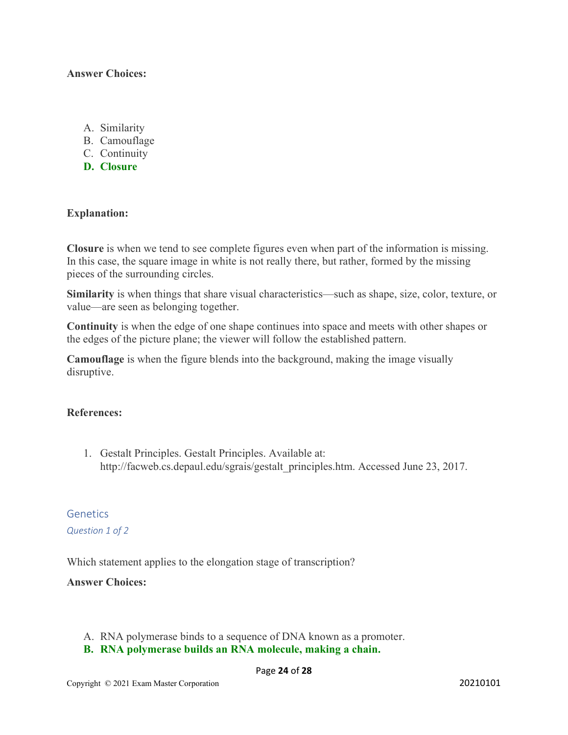**Answer Choices:**

A. Similarity
B. Camouflage
C. Continuity
**D. Closure**

**Explanation:**

**Closure** is when we tend to see complete figures even when part of the information is missing. In this case, the square image in white is not really there, but rather, formed by the missing pieces of the surrounding circles.

**Similarity** is when things that share visual characteristics—such as shape, size, color, texture, or value—are seen as belonging together.

**Continuity** is when the edge of one shape continues into space and meets with other shapes or the edges of the picture plane; the viewer will follow the established pattern.

**Camouflage** is when the figure blends into the background, making the image visually disruptive.

**References:**

1. Gestalt Principles. Gestalt Principles. Available at: http://facweb.cs.depaul.edu/sgrais/gestalt_principles.htm. Accessed June 23, 2017.

## Genetics

*Question 1 of 2*

Which statement applies to the elongation stage of transcription?

**Answer Choices:**

A. RNA polymerase binds to a sequence of DNA known as a promoter.
**B. RNA polymerase builds an RNA molecule, making a chain.**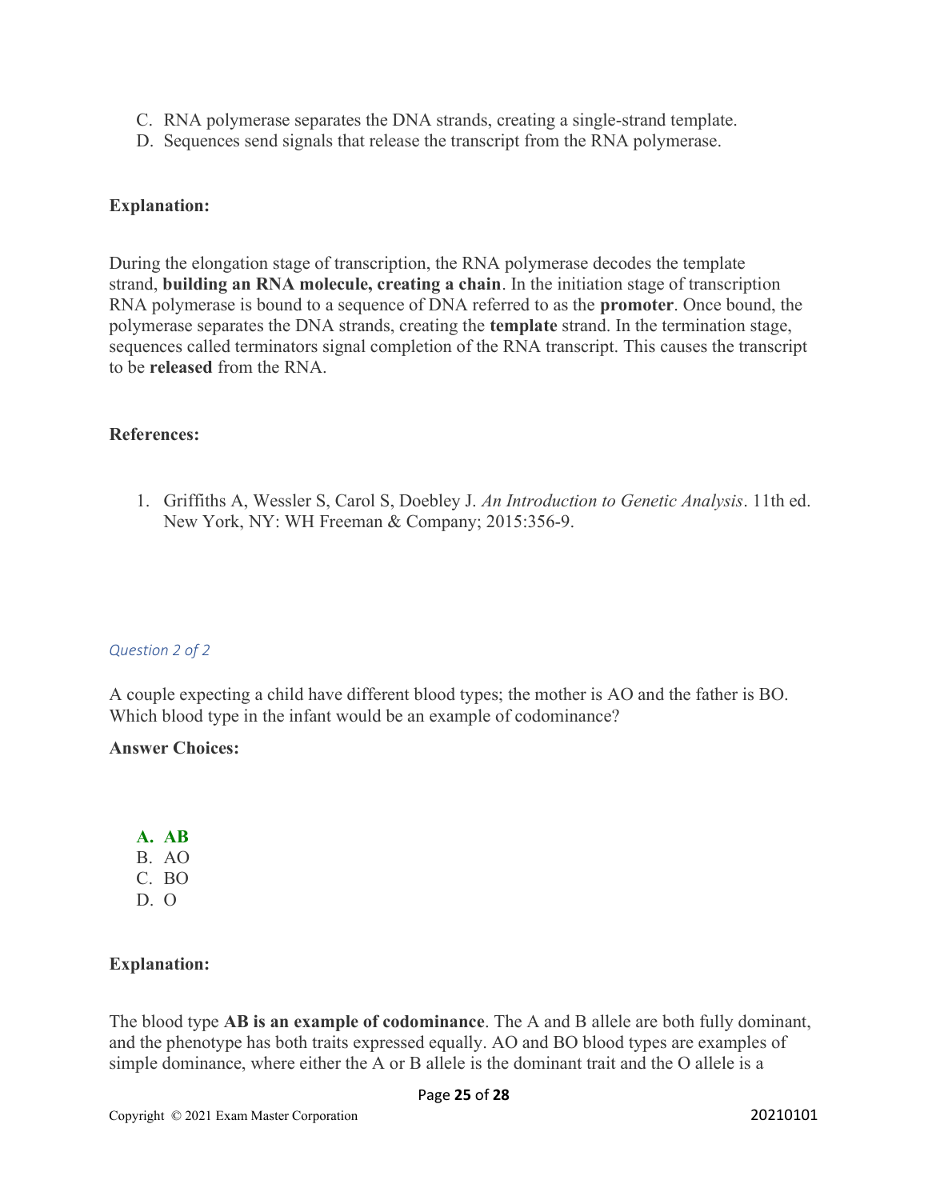C. RNA polymerase separates the DNA strands, creating a single-strand template.
D. Sequences send signals that release the transcript from the RNA polymerase.

**Explanation:**

During the elongation stage of transcription, the RNA polymerase decodes the template strand, **building an RNA molecule, creating a chain**. In the initiation stage of transcription RNA polymerase is bound to a sequence of DNA referred to as the **promoter**. Once bound, the polymerase separates the DNA strands, creating the **template** strand. In the termination stage, sequences called terminators signal completion of the RNA transcript. This causes the transcript to be **released** from the RNA.

**References:**

1. Griffiths A, Wessler S, Carol S, Doebley J. *An Introduction to Genetic Analysis*. 11th ed. New York, NY: WH Freeman & Company; 2015:356-9.

*Question 2 of 2*

A couple expecting a child have different blood types; the mother is AO and the father is BO. Which blood type in the infant would be an example of codominance?

**Answer Choices:**

**A. AB**
B. AO
C. BO
D. O

**Explanation:**

The blood type **AB is an example of codominance**. The A and B allele are both fully dominant, and the phenotype has both traits expressed equally. AO and BO blood types are examples of simple dominance, where either the A or B allele is the dominant trait and the O allele is a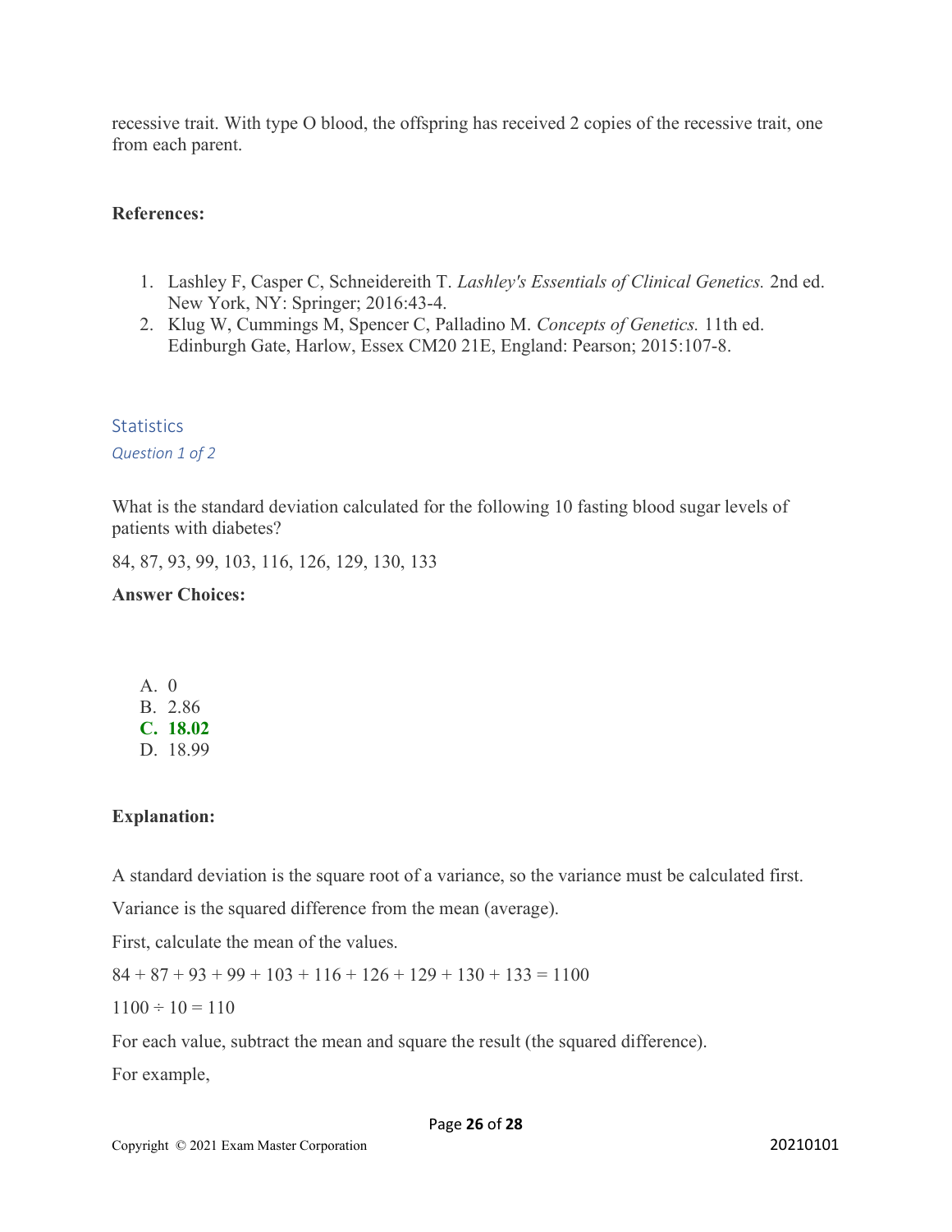recessive trait. With type O blood, the offspring has received 2 copies of the recessive trait, one from each parent.

**References:**

1. Lashley F, Casper C, Schneidereith T. *Lashley's Essentials of Clinical Genetics.* 2nd ed. New York, NY: Springer; 2016:43-4.
2. Klug W, Cummings M, Spencer C, Palladino M. *Concepts of Genetics.* 11th ed. Edinburgh Gate, Harlow, Essex CM20 21E, England: Pearson; 2015:107-8.

## Statistics

*Question 1 of 2*

What is the standard deviation calculated for the following 10 fasting blood sugar levels of patients with diabetes?

84, 87, 93, 99, 103, 116, 126, 129, 130, 133

**Answer Choices:**

A. 0
B. 2.86
**C. 18.02**
D. 18.99

**Explanation:**

A standard deviation is the square root of a variance, so the variance must be calculated first.

Variance is the squared difference from the mean (average).

First, calculate the mean of the values.

84 + 87 + 93 + 99 + 103 + 116 + 126 + 129 + 130 + 133 = 1100

1100 ÷ 10 = 110

For each value, subtract the mean and square the result (the squared difference).

For example,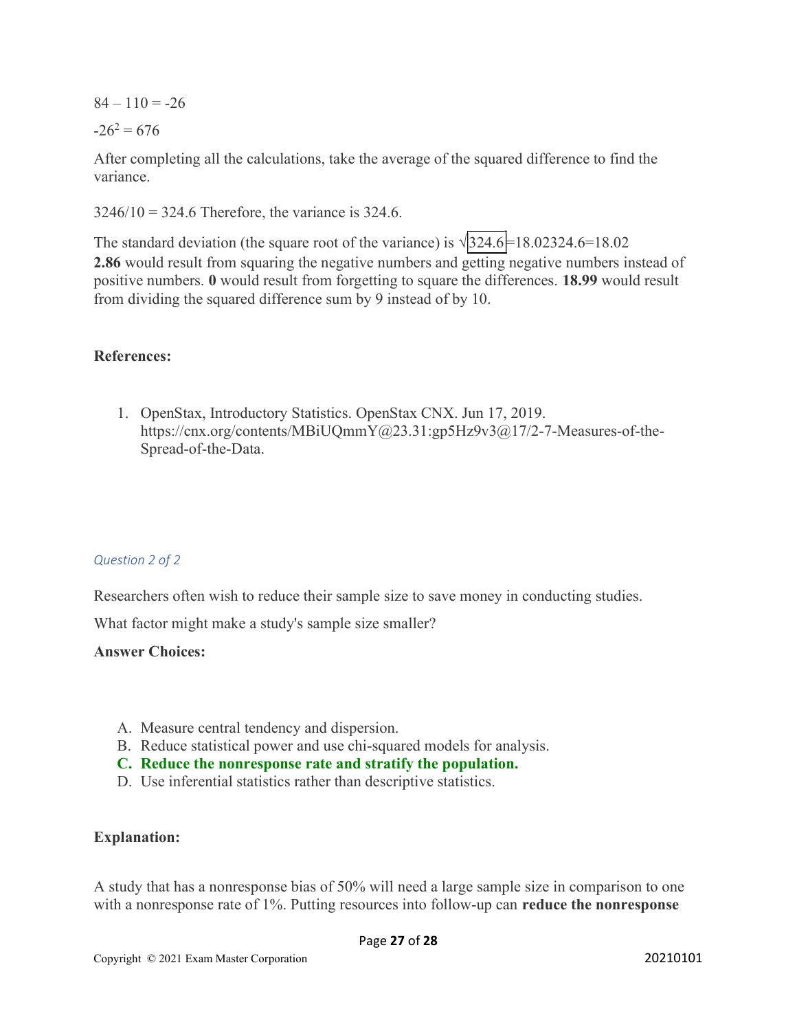84 – 110 = -26

$-26^2 = 676$

After completing all the calculations, take the average of the squared difference to find the variance.

3246/10 = 324.6 Therefore, the variance is 324.6.

The standard deviation (the square root of the variance) is $\sqrt{324.6}$=18.02324.6=18.02

**2.86** would result from squaring the negative numbers and getting negative numbers instead of positive numbers. **0** would result from forgetting to square the differences. **18.99** would result from dividing the squared difference sum by 9 instead of by 10.

**References:**

1. OpenStax, Introductory Statistics. OpenStax CNX. Jun 17, 2019. https://cnx.org/contents/MBiUQmmY@23.31:gp5Hz9v3@17/2-7-Measures-of-the-Spread-of-the-Data.

*Question 2 of 2*

Researchers often wish to reduce their sample size to save money in conducting studies.

What factor might make a study's sample size smaller?

**Answer Choices:**

A. Measure central tendency and dispersion.
B. Reduce statistical power and use chi-squared models for analysis.
**C. Reduce the nonresponse rate and stratify the population.**
D. Use inferential statistics rather than descriptive statistics.

**Explanation:**

A study that has a nonresponse bias of 50% will need a large sample size in comparison to one with a nonresponse rate of 1%. Putting resources into follow-up can **reduce the nonresponse**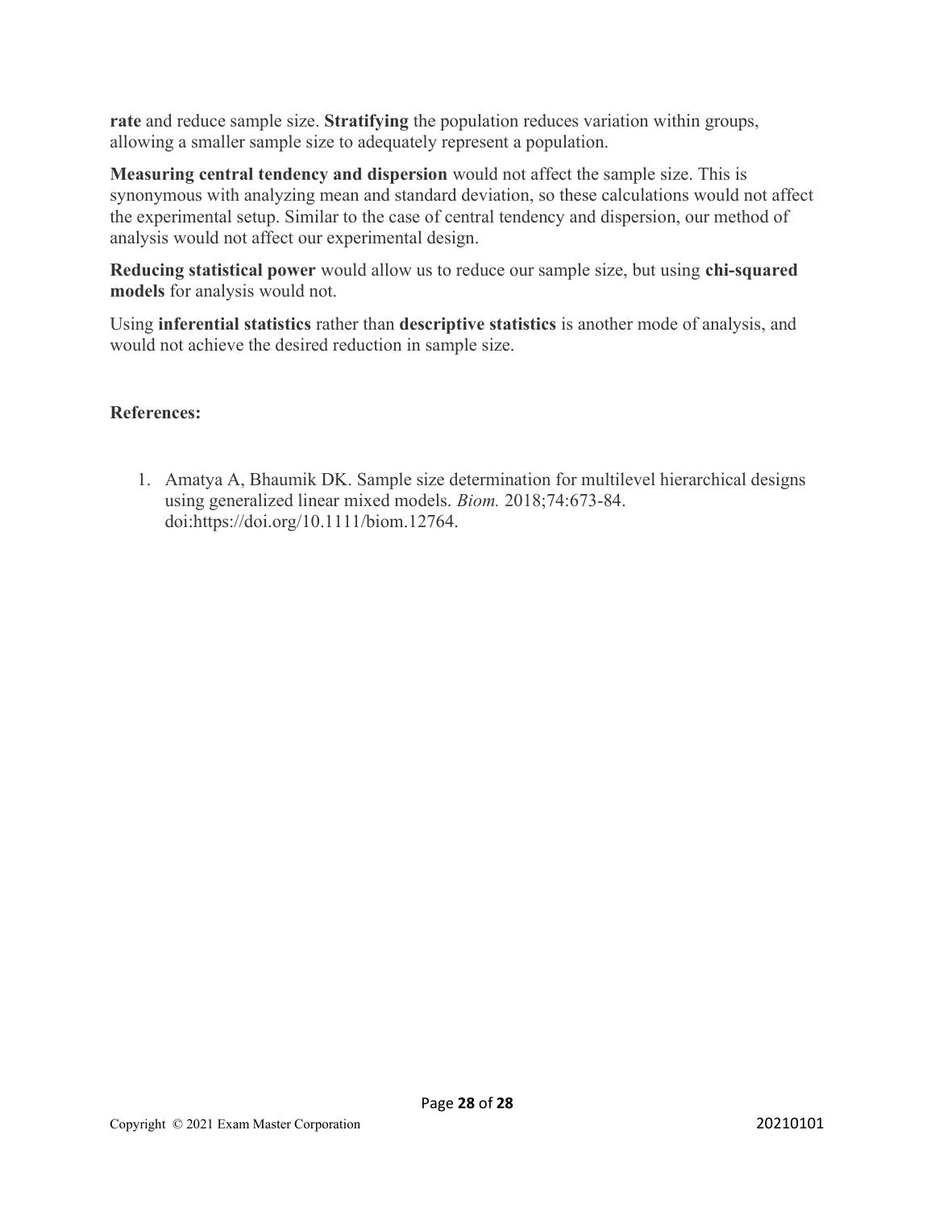**rate** and reduce sample size. **Stratifying** the population reduces variation within groups, allowing a smaller sample size to adequately represent a population.

**Measuring central tendency and dispersion** would not affect the sample size. This is synonymous with analyzing mean and standard deviation, so these calculations would not affect the experimental setup. Similar to the case of central tendency and dispersion, our method of analysis would not affect our experimental design.

**Reducing statistical power** would allow us to reduce our sample size, but using **chi-squared models** for analysis would not.

Using **inferential statistics** rather than **descriptive statistics** is another mode of analysis, and would not achieve the desired reduction in sample size.

**References:**

1. Amatya A, Bhaumik DK. Sample size determination for multilevel hierarchical designs using generalized linear mixed models. *Biom.* 2018;74:673-84. doi:https://doi.org/10.1111/biom.12764.